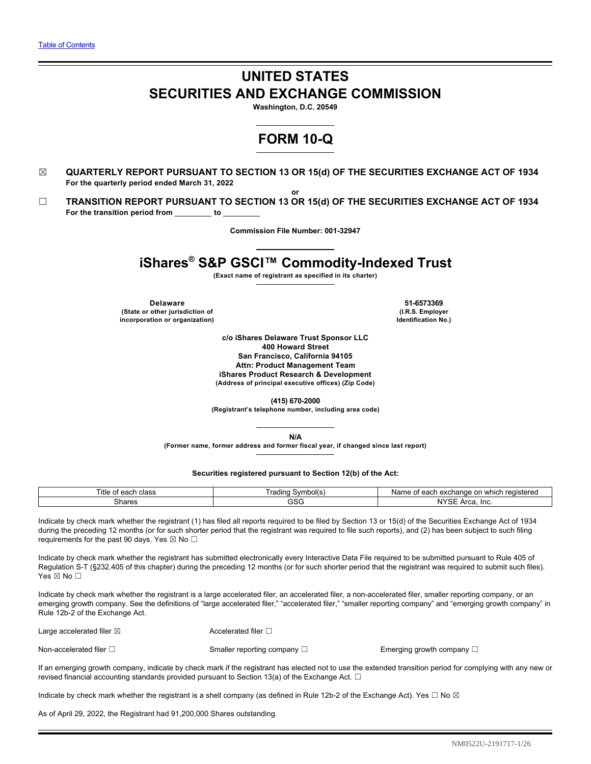Table of Contents

# UNITED STATES
# SECURITIES AND EXCHANGE COMMISSION

**Washington, D.C. 20549**

# FORM 10-Q

☒ **QUARTERLY REPORT PURSUANT TO SECTION 13 OR 15(d) OF THE SECURITIES EXCHANGE ACT OF 1934**
**For the quarterly period ended March 31, 2022**

**or**

☐ **TRANSITION REPORT PURSUANT TO SECTION 13 OR 15(d) OF THE SECURITIES EXCHANGE ACT OF 1934**
**For the transition period from \_\_\_\_\_\_\_\_ to \_\_\_\_\_\_\_\_**

**Commission File Number: 001-32947**

# iShares® S&P GSCI™ Commodity-Indexed Trust

**(Exact name of registrant as specified in its charter)**

| | |
|---|---|
| **Delaware** | **51-6573369** |
| **(State or other jurisdiction of incorporation or organization)** | **(I.R.S. Employer Identification No.)** |

**c/o iShares Delaware Trust Sponsor LLC**
**400 Howard Street**
**San Francisco, California 94105**
**Attn: Product Management Team**
**iShares Product Research & Development**
**(Address of principal executive offices) (Zip Code)**

**(415) 670-2000**
**(Registrant's telephone number, including area code)**

**N/A**
**(Former name, former address and former fiscal year, if changed since last report)**

**Securities registered pursuant to Section 12(b) of the Act:**

| Title of each class | Trading Symbol(s) | Name of each exchange on which registered |
|---|---|---|
| Shares | GSG | NYSE Arca, Inc. |

Indicate by check mark whether the registrant (1) has filed all reports required to be filed by Section 13 or 15(d) of the Securities Exchange Act of 1934 during the preceding 12 months (or for such shorter period that the registrant was required to file such reports), and (2) has been subject to such filing requirements for the past 90 days. Yes ☒ No ☐

Indicate by check mark whether the registrant has submitted electronically every Interactive Data File required to be submitted pursuant to Rule 405 of Regulation S-T (§232.405 of this chapter) during the preceding 12 months (or for such shorter period that the registrant was required to submit such files). Yes ☒ No ☐

Indicate by check mark whether the registrant is a large accelerated filer, an accelerated filer, a non-accelerated filer, smaller reporting company, or an emerging growth company. See the definitions of "large accelerated filer," "accelerated filer," "smaller reporting company" and "emerging growth company" in Rule 12b-2 of the Exchange Act.

| | | |
|---|---|---|
| Large accelerated filer ☒ | Accelerated filer ☐ | |
| Non-accelerated filer ☐ | Smaller reporting company ☐ | Emerging growth company ☐ |

If an emerging growth company, indicate by check mark if the registrant has elected not to use the extended transition period for complying with any new or revised financial accounting standards provided pursuant to Section 13(a) of the Exchange Act. ☐

Indicate by check mark whether the registrant is a shell company (as defined in Rule 12b-2 of the Exchange Act). Yes ☐ No ☒

As of April 29, 2022, the Registrant had 91,200,000 Shares outstanding.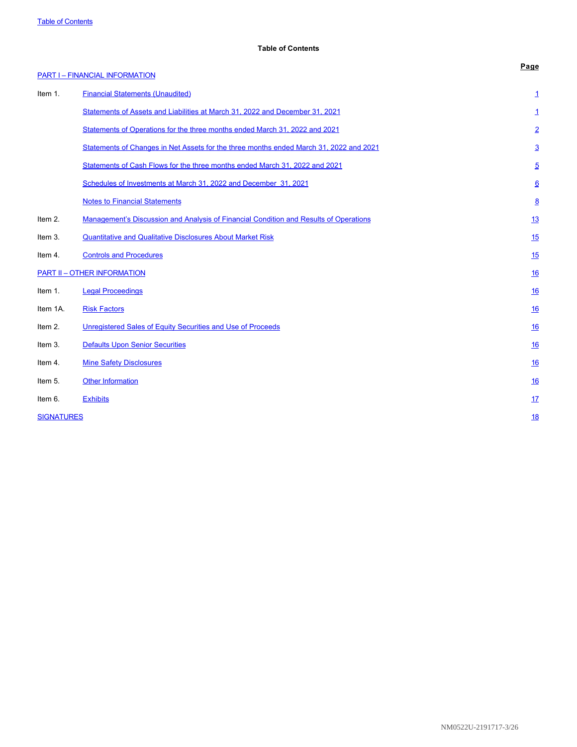**Table of Contents**

| | | Page |
|---|---|---|
| PART I – FINANCIAL INFORMATION | | |
| Item 1. | Financial Statements (Unaudited) | 1 |
| | Statements of Assets and Liabilities at March 31, 2022 and December 31, 2021 | 1 |
| | Statements of Operations for the three months ended March 31, 2022 and 2021 | 2 |
| | Statements of Changes in Net Assets for the three months ended March 31, 2022 and 2021 | 3 |
| | Statements of Cash Flows for the three months ended March 31, 2022 and 2021 | 5 |
| | Schedules of Investments at March 31, 2022 and December 31, 2021 | 6 |
| | Notes to Financial Statements | 8 |
| Item 2. | Management's Discussion and Analysis of Financial Condition and Results of Operations | 13 |
| Item 3. | Quantitative and Qualitative Disclosures About Market Risk | 15 |
| Item 4. | Controls and Procedures | 15 |
| PART II – OTHER INFORMATION | | 16 |
| Item 1. | Legal Proceedings | 16 |
| Item 1A. | Risk Factors | 16 |
| Item 2. | Unregistered Sales of Equity Securities and Use of Proceeds | 16 |
| Item 3. | Defaults Upon Senior Securities | 16 |
| Item 4. | Mine Safety Disclosures | 16 |
| Item 5. | Other Information | 16 |
| Item 6. | Exhibits | 17 |
| SIGNATURES | | 18 |

NM0522U-2191717-3/26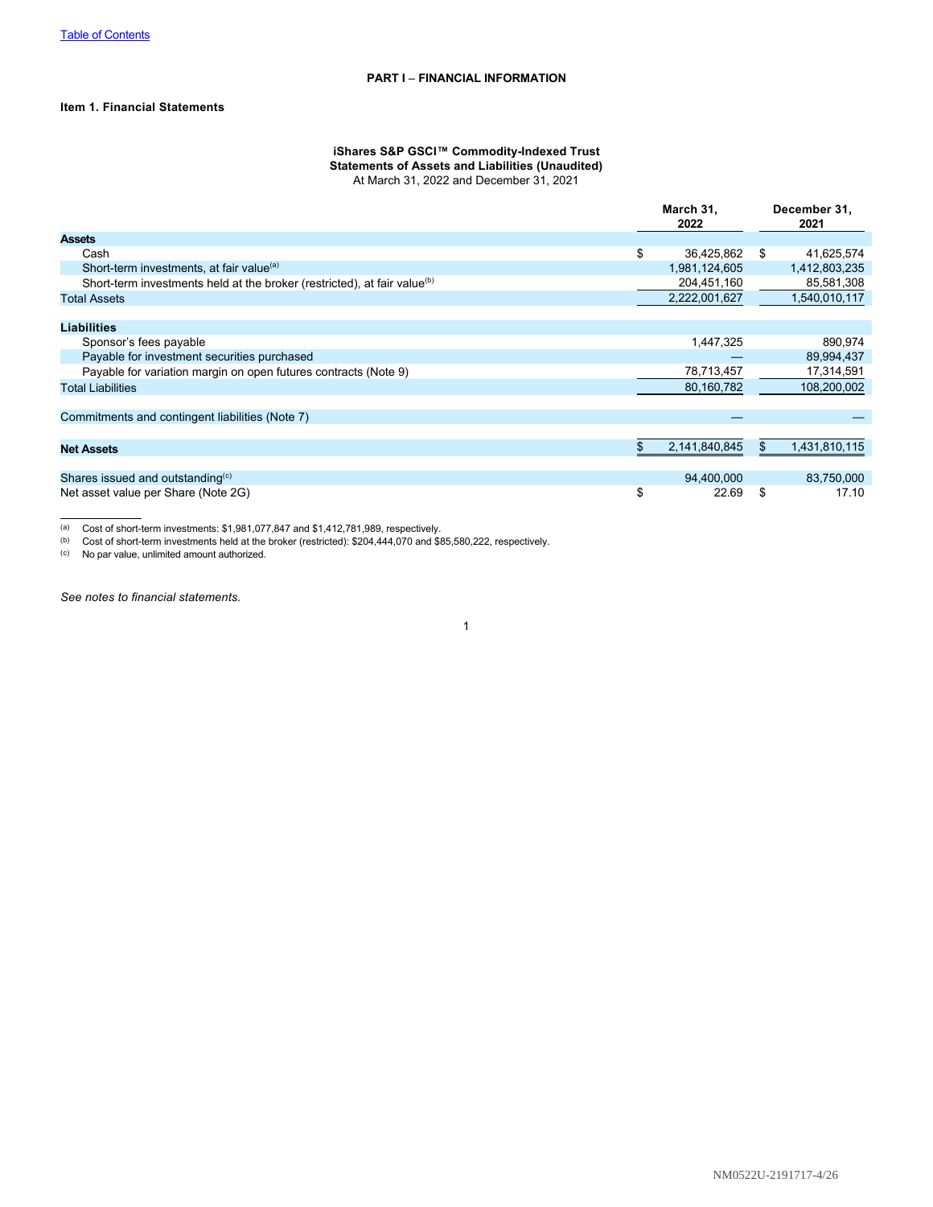[Table of Contents](#)

## PART I – FINANCIAL INFORMATION

### Item 1. Financial Statements

**iShares S&P GSCI™ Commodity-Indexed Trust**
**Statements of Assets and Liabilities (Unaudited)**
At March 31, 2022 and December 31, 2021

| | March 31, 2022 | December 31, 2021 |
|---|---|---|
| **Assets** | | |
| Cash | $ 36,425,862 | $ 41,625,574 |
| Short-term investments, at fair value[(a)] | 1,981,124,605 | 1,412,803,235 |
| Short-term investments held at the broker (restricted), at fair value[(b)] | 204,451,160 | 85,581,308 |
| Total Assets | 2,222,001,627 | 1,540,010,117 |
| **Liabilities** | | |
| Sponsor's fees payable | 1,447,325 | 890,974 |
| Payable for investment securities purchased | — | 89,994,437 |
| Payable for variation margin on open futures contracts (Note 9) | 78,713,457 | 17,314,591 |
| Total Liabilities | 80,160,782 | 108,200,002 |
| Commitments and contingent liabilities (Note 7) | — | — |
| **Net Assets** | $ 2,141,840,845 | $ 1,431,810,115 |
| Shares issued and outstanding[(c)] | 94,400,000 | 83,750,000 |
| Net asset value per Share (Note 2G) | $ 22.69 | $ 17.10 |

(a) Cost of short-term investments: $1,981,077,847 and $1,412,781,989, respectively.
(b) Cost of short-term investments held at the broker (restricted): $204,444,070 and $85,580,222, respectively.
(c) No par value, unlimited amount authorized.

*See notes to financial statements.*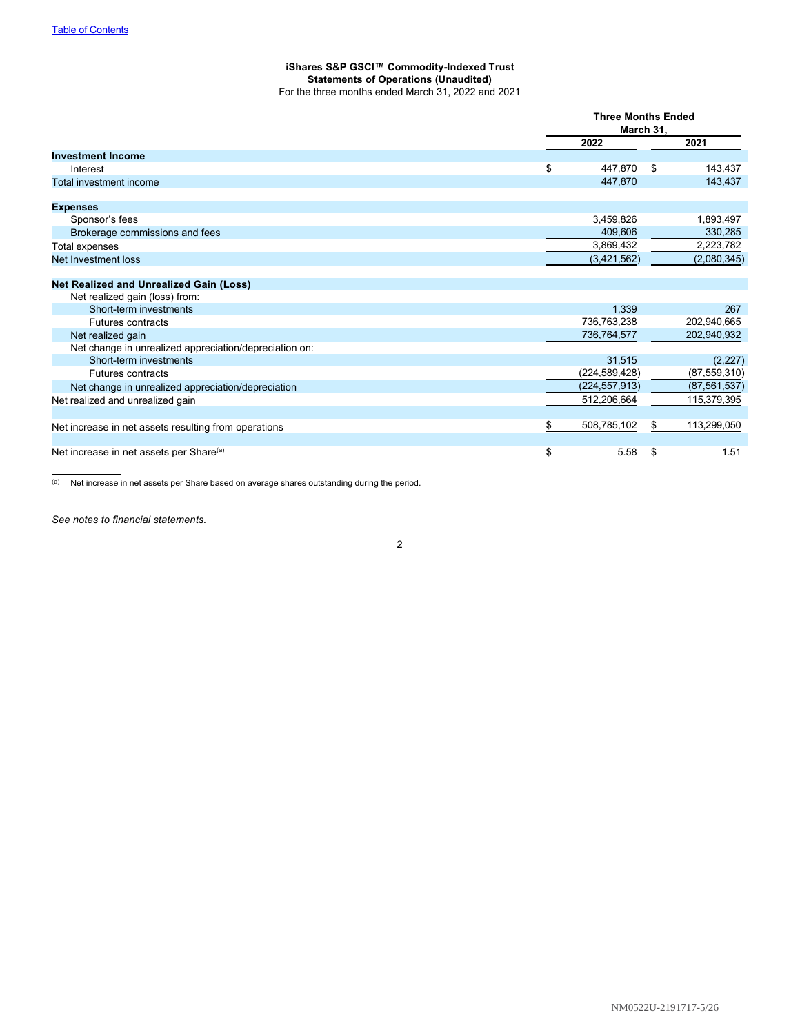[Table of Contents](#)

**iShares S&P GSCI™ Commodity-Indexed Trust**
**Statements of Operations (Unaudited)**
For the three months ended March 31, 2022 and 2021

| | Three Months Ended March 31, 2022 | Three Months Ended March 31, 2021 |
|---|---|---|
| **Investment Income** | | |
| Interest | $ 447,870 | $ 143,437 |
| Total investment income | 447,870 | 143,437 |
| | | |
| **Expenses** | | |
| Sponsor's fees | 3,459,826 | 1,893,497 |
| Brokerage commissions and fees | 409,606 | 330,285 |
| Total expenses | 3,869,432 | 2,223,782 |
| Net Investment loss | (3,421,562) | (2,080,345) |
| | | |
| **Net Realized and Unrealized Gain (Loss)** | | |
| Net realized gain (loss) from: | | |
| Short-term investments | 1,339 | 267 |
| Futures contracts | 736,763,238 | 202,940,665 |
| Net realized gain | 736,764,577 | 202,940,932 |
| Net change in unrealized appreciation/depreciation on: | | |
| Short-term investments | 31,515 | (2,227) |
| Futures contracts | (224,589,428) | (87,559,310) |
| Net change in unrealized appreciation/depreciation | (224,557,913) | (87,561,537) |
| Net realized and unrealized gain | 512,206,664 | 115,379,395 |
| | | |
| Net increase in net assets resulting from operations | $ 508,785,102 | $ 113,299,050 |
| | | |
| Net increase in net assets per Share[(a)] | $ 5.58 | $ 1.51 |

(a) Net increase in net assets per Share based on average shares outstanding during the period.

*See notes to financial statements.*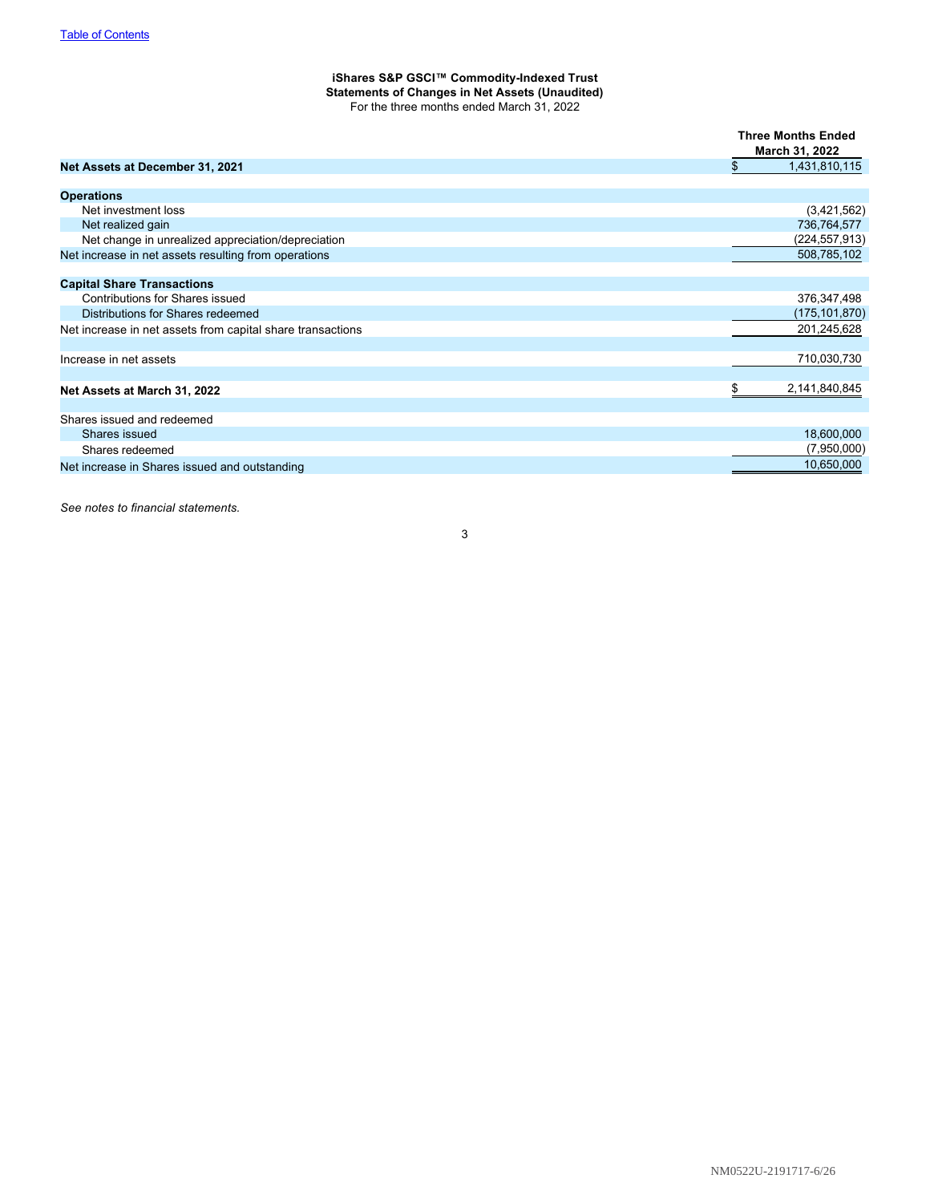Table of Contents

**iShares S&P GSCI™ Commodity-Indexed Trust**
**Statements of Changes in Net Assets (Unaudited)**
For the three months ended March 31, 2022

| | Three Months Ended March 31, 2022 |
|---|---|
| **Net Assets at December 31, 2021** | $ 1,431,810,115 |
| | |
| **Operations** | |
| Net investment loss | (3,421,562) |
| Net realized gain | 736,764,577 |
| Net change in unrealized appreciation/depreciation | (224,557,913) |
| Net increase in net assets resulting from operations | 508,785,102 |
| | |
| **Capital Share Transactions** | |
| Contributions for Shares issued | 376,347,498 |
| Distributions for Shares redeemed | (175,101,870) |
| Net increase in net assets from capital share transactions | 201,245,628 |
| | |
| Increase in net assets | 710,030,730 |
| | |
| **Net Assets at March 31, 2022** | $ 2,141,840,845 |
| | |
| Shares issued and redeemed | |
| Shares issued | 18,600,000 |
| Shares redeemed | (7,950,000) |
| Net increase in Shares issued and outstanding | 10,650,000 |

*See notes to financial statements.*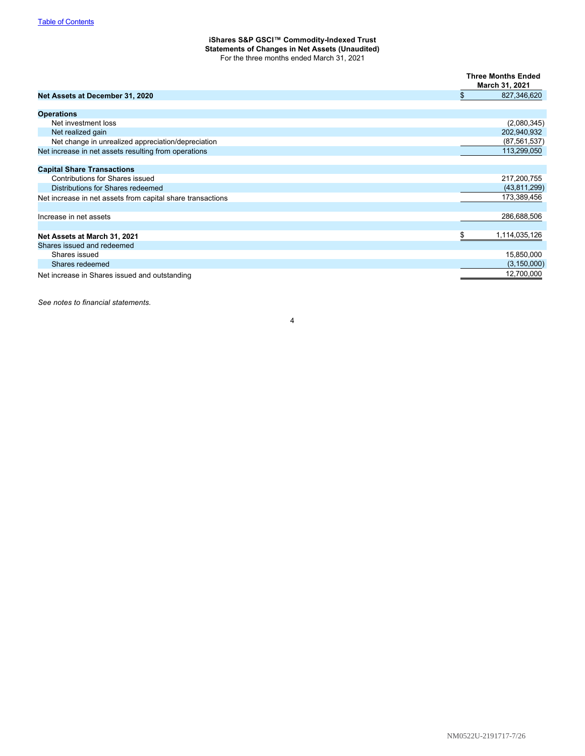[Table of Contents]

**iShares S&P GSCI™ Commodity-Indexed Trust**
**Statements of Changes in Net Assets (Unaudited)**
For the three months ended March 31, 2021

| | Three Months Ended March 31, 2021 |
|---|---|
| **Net Assets at December 31, 2020** | $ 827,346,620 |
| **Operations** | |
| Net investment loss | (2,080,345) |
| Net realized gain | 202,940,932 |
| Net change in unrealized appreciation/depreciation | (87,561,537) |
| Net increase in net assets resulting from operations | 113,299,050 |
| **Capital Share Transactions** | |
| Contributions for Shares issued | 217,200,755 |
| Distributions for Shares redeemed | (43,811,299) |
| Net increase in net assets from capital share transactions | 173,389,456 |
| Increase in net assets | 286,688,506 |
| **Net Assets at March 31, 2021** | $ 1,114,035,126 |
| Shares issued and redeemed | |
| Shares issued | 15,850,000 |
| Shares redeemed | (3,150,000) |
| Net increase in Shares issued and outstanding | 12,700,000 |

*See notes to financial statements.*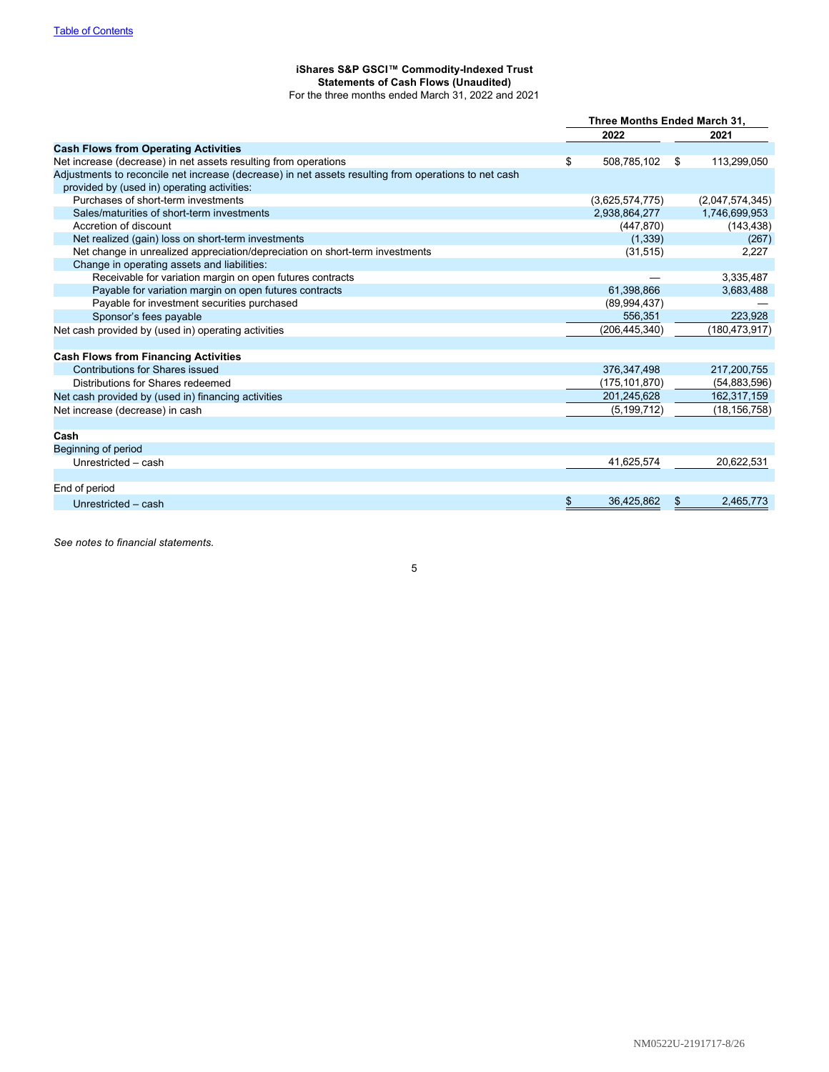[Table of Contents](#)

**iShares S&P GSCI™ Commodity-Indexed Trust**
**Statements of Cash Flows (Unaudited)**
For the three months ended March 31, 2022 and 2021

| | Three Months Ended March 31, | |
|---|---|---|
| | 2022 | 2021 |
| **Cash Flows from Operating Activities** | | |
| Net increase (decrease) in net assets resulting from operations | $ 508,785,102 | $ 113,299,050 |
| Adjustments to reconcile net increase (decrease) in net assets resulting from operations to net cash provided by (used in) operating activities: | | |
| Purchases of short-term investments | (3,625,574,775) | (2,047,574,345) |
| Sales/maturities of short-term investments | 2,938,864,277 | 1,746,699,953 |
| Accretion of discount | (447,870) | (143,438) |
| Net realized (gain) loss on short-term investments | (1,339) | (267) |
| Net change in unrealized appreciation/depreciation on short-term investments | (31,515) | 2,227 |
| Change in operating assets and liabilities: | | |
| Receivable for variation margin on open futures contracts | — | 3,335,487 |
| Payable for variation margin on open futures contracts | 61,398,866 | 3,683,488 |
| Payable for investment securities purchased | (89,994,437) | — |
| Sponsor's fees payable | 556,351 | 223,928 |
| Net cash provided by (used in) operating activities | (206,445,340) | (180,473,917) |
| | | |
| **Cash Flows from Financing Activities** | | |
| Contributions for Shares issued | 376,347,498 | 217,200,755 |
| Distributions for Shares redeemed | (175,101,870) | (54,883,596) |
| Net cash provided by (used in) financing activities | 201,245,628 | 162,317,159 |
| Net increase (decrease) in cash | (5,199,712) | (18,156,758) |
| | | |
| **Cash** | | |
| Beginning of period | | |
| Unrestricted – cash | 41,625,574 | 20,622,531 |
| | | |
| End of period | | |
| Unrestricted – cash | $ 36,425,862 | $ 2,465,773 |

*See notes to financial statements.*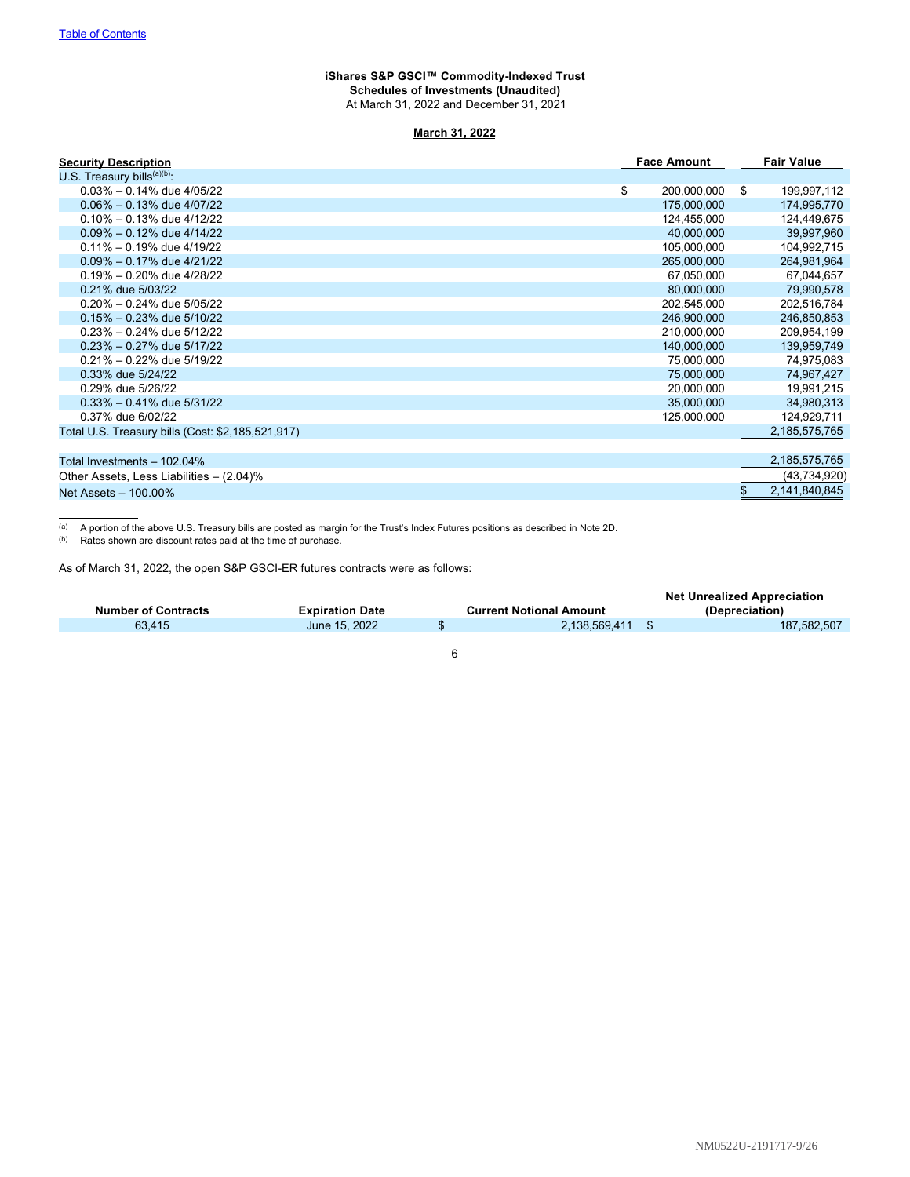[Table of Contents](#)

**iShares S&P GSCI™ Commodity-Indexed Trust**
**Schedules of Investments (Unaudited)**
At March 31, 2022 and December 31, 2021

**March 31, 2022**

| Security Description | Face Amount | Fair Value |
|---|---|---|
| U.S. Treasury bills[a][b]: | | |
| 0.03% – 0.14% due 4/05/22 | $ 200,000,000 | $ 199,997,112 |
| 0.06% – 0.13% due 4/07/22 | 175,000,000 | 174,995,770 |
| 0.10% – 0.13% due 4/12/22 | 124,455,000 | 124,449,675 |
| 0.09% – 0.12% due 4/14/22 | 40,000,000 | 39,997,960 |
| 0.11% – 0.19% due 4/19/22 | 105,000,000 | 104,992,715 |
| 0.09% – 0.17% due 4/21/22 | 265,000,000 | 264,981,964 |
| 0.19% – 0.20% due 4/28/22 | 67,050,000 | 67,044,657 |
| 0.21% due 5/03/22 | 80,000,000 | 79,990,578 |
| 0.20% – 0.24% due 5/05/22 | 202,545,000 | 202,516,784 |
| 0.15% – 0.23% due 5/10/22 | 246,900,000 | 246,850,853 |
| 0.23% – 0.24% due 5/12/22 | 210,000,000 | 209,954,199 |
| 0.23% – 0.27% due 5/17/22 | 140,000,000 | 139,959,749 |
| 0.21% – 0.22% due 5/19/22 | 75,000,000 | 74,975,083 |
| 0.33% due 5/24/22 | 75,000,000 | 74,967,427 |
| 0.29% due 5/26/22 | 20,000,000 | 19,991,215 |
| 0.33% – 0.41% due 5/31/22 | 35,000,000 | 34,980,313 |
| 0.37% due 6/02/22 | 125,000,000 | 124,929,711 |
| Total U.S. Treasury bills (Cost: $2,185,521,917) | | 2,185,575,765 |
| | | |
| Total Investments – 102.04% | | 2,185,575,765 |
| Other Assets, Less Liabilities – (2.04)% | | (43,734,920) |
| Net Assets – 100.00% | | $ 2,141,840,845 |

[a] A portion of the above U.S. Treasury bills are posted as margin for the Trust's Index Futures positions as described in Note 2D.
[b] Rates shown are discount rates paid at the time of purchase.

As of March 31, 2022, the open S&P GSCI-ER futures contracts were as follows:

| Number of Contracts | Expiration Date | Current Notional Amount | Net Unrealized Appreciation (Depreciation) |
|---|---|---|---|
| 63,415 | June 15, 2022 | $ 2,138,569,411 | $ 187,582,507 |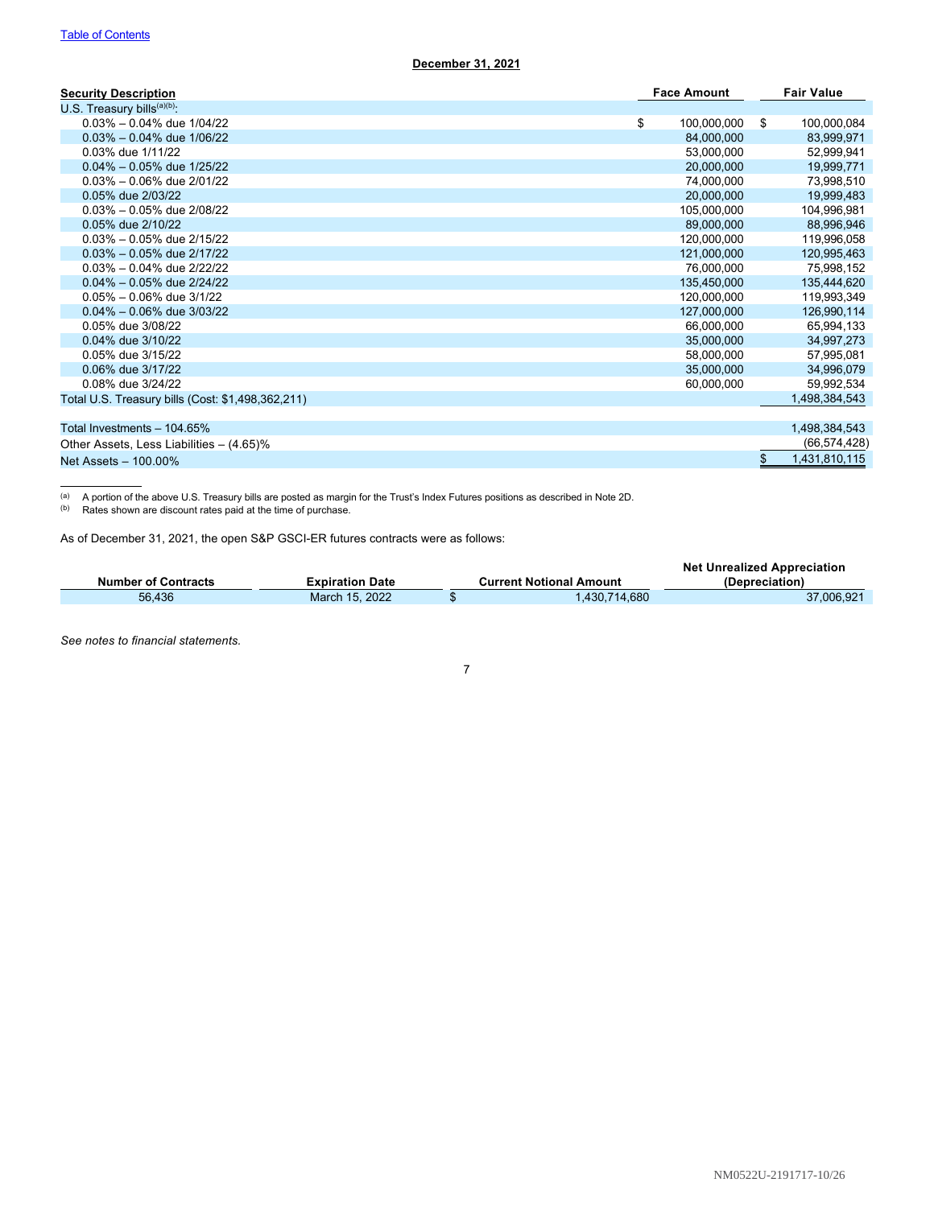**December 31, 2021**

| Security Description | Face Amount | Fair Value |
|---|---|---|
| U.S. Treasury bills[(a)(b)]: | | |
| 0.03% – 0.04% due 1/04/22 | $ 100,000,000 | $ 100,000,084 |
| 0.03% – 0.04% due 1/06/22 | 84,000,000 | 83,999,971 |
| 0.03% due 1/11/22 | 53,000,000 | 52,999,941 |
| 0.04% – 0.05% due 1/25/22 | 20,000,000 | 19,999,771 |
| 0.03% – 0.06% due 2/01/22 | 74,000,000 | 73,998,510 |
| 0.05% due 2/03/22 | 20,000,000 | 19,999,483 |
| 0.03% – 0.05% due 2/08/22 | 105,000,000 | 104,996,981 |
| 0.05% due 2/10/22 | 89,000,000 | 88,996,946 |
| 0.03% – 0.05% due 2/15/22 | 120,000,000 | 119,996,058 |
| 0.03% – 0.05% due 2/17/22 | 121,000,000 | 120,995,463 |
| 0.03% – 0.04% due 2/22/22 | 76,000,000 | 75,998,152 |
| 0.04% – 0.05% due 2/24/22 | 135,450,000 | 135,444,620 |
| 0.05% – 0.06% due 3/1/22 | 120,000,000 | 119,993,349 |
| 0.04% – 0.06% due 3/03/22 | 127,000,000 | 126,990,114 |
| 0.05% due 3/08/22 | 66,000,000 | 65,994,133 |
| 0.04% due 3/10/22 | 35,000,000 | 34,997,273 |
| 0.05% due 3/15/22 | 58,000,000 | 57,995,081 |
| 0.06% due 3/17/22 | 35,000,000 | 34,996,079 |
| 0.08% due 3/24/22 | 60,000,000 | 59,992,534 |
| Total U.S. Treasury bills (Cost: $1,498,362,211) | | 1,498,384,543 |
| | | |
| Total Investments – 104.65% | | 1,498,384,543 |
| Other Assets, Less Liabilities – (4.65)% | | (66,574,428) |
| Net Assets – 100.00% | | $ 1,431,810,115 |

(a) A portion of the above U.S. Treasury bills are posted as margin for the Trust's Index Futures positions as described in Note 2D.
(b) Rates shown are discount rates paid at the time of purchase.

As of December 31, 2021, the open S&P GSCI-ER futures contracts were as follows:

| Number of Contracts | Expiration Date | Current Notional Amount | Net Unrealized Appreciation (Depreciation) |
|---|---|---|---|
| 56,436 | March 15, 2022 | $ 1,430,714,680 | 37,006,921 |

*See notes to financial statements.*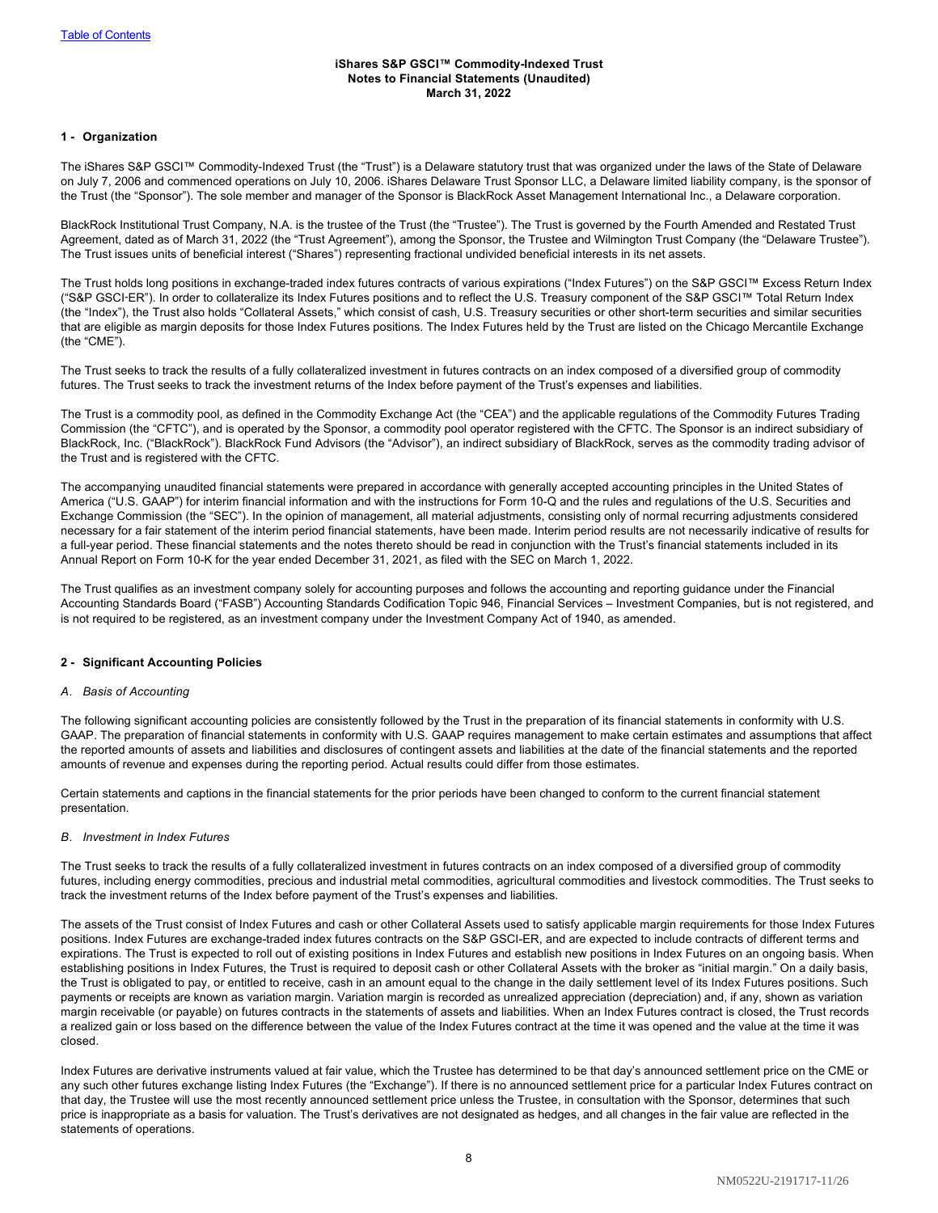**iShares S&P GSCI™ Commodity-Indexed Trust**
**Notes to Financial Statements (Unaudited)**
**March 31, 2022**

## 1 - Organization

The iShares S&P GSCI™ Commodity-Indexed Trust (the "Trust") is a Delaware statutory trust that was organized under the laws of the State of Delaware on July 7, 2006 and commenced operations on July 10, 2006. iShares Delaware Trust Sponsor LLC, a Delaware limited liability company, is the sponsor of the Trust (the "Sponsor"). The sole member and manager of the Sponsor is BlackRock Asset Management International Inc., a Delaware corporation.

BlackRock Institutional Trust Company, N.A. is the trustee of the Trust (the "Trustee"). The Trust is governed by the Fourth Amended and Restated Trust Agreement, dated as of March 31, 2022 (the "Trust Agreement"), among the Sponsor, the Trustee and Wilmington Trust Company (the "Delaware Trustee"). The Trust issues units of beneficial interest ("Shares") representing fractional undivided beneficial interests in its net assets.

The Trust holds long positions in exchange-traded index futures contracts of various expirations ("Index Futures") on the S&P GSCI™ Excess Return Index ("S&P GSCI-ER"). In order to collateralize its Index Futures positions and to reflect the U.S. Treasury component of the S&P GSCI™ Total Return Index (the "Index"), the Trust also holds "Collateral Assets," which consist of cash, U.S. Treasury securities or other short-term securities and similar securities that are eligible as margin deposits for those Index Futures positions. The Index Futures held by the Trust are listed on the Chicago Mercantile Exchange (the "CME").

The Trust seeks to track the results of a fully collateralized investment in futures contracts on an index composed of a diversified group of commodity futures. The Trust seeks to track the investment returns of the Index before payment of the Trust's expenses and liabilities.

The Trust is a commodity pool, as defined in the Commodity Exchange Act (the "CEA") and the applicable regulations of the Commodity Futures Trading Commission (the "CFTC"), and is operated by the Sponsor, a commodity pool operator registered with the CFTC. The Sponsor is an indirect subsidiary of BlackRock, Inc. ("BlackRock"). BlackRock Fund Advisors (the "Advisor"), an indirect subsidiary of BlackRock, serves as the commodity trading advisor of the Trust and is registered with the CFTC.

The accompanying unaudited financial statements were prepared in accordance with generally accepted accounting principles in the United States of America ("U.S. GAAP") for interim financial information and with the instructions for Form 10-Q and the rules and regulations of the U.S. Securities and Exchange Commission (the "SEC"). In the opinion of management, all material adjustments, consisting only of normal recurring adjustments considered necessary for a fair statement of the interim period financial statements, have been made. Interim period results are not necessarily indicative of results for a full-year period. These financial statements and the notes thereto should be read in conjunction with the Trust's financial statements included in its Annual Report on Form 10-K for the year ended December 31, 2021, as filed with the SEC on March 1, 2022.

The Trust qualifies as an investment company solely for accounting purposes and follows the accounting and reporting guidance under the Financial Accounting Standards Board ("FASB") Accounting Standards Codification Topic 946, Financial Services – Investment Companies, but is not registered, and is not required to be registered, as an investment company under the Investment Company Act of 1940, as amended.

## 2 - Significant Accounting Policies

### *A. Basis of Accounting*

The following significant accounting policies are consistently followed by the Trust in the preparation of its financial statements in conformity with U.S. GAAP. The preparation of financial statements in conformity with U.S. GAAP requires management to make certain estimates and assumptions that affect the reported amounts of assets and liabilities and disclosures of contingent assets and liabilities at the date of the financial statements and the reported amounts of revenue and expenses during the reporting period. Actual results could differ from those estimates.

Certain statements and captions in the financial statements for the prior periods have been changed to conform to the current financial statement presentation.

### *B. Investment in Index Futures*

The Trust seeks to track the results of a fully collateralized investment in futures contracts on an index composed of a diversified group of commodity futures, including energy commodities, precious and industrial metal commodities, agricultural commodities and livestock commodities. The Trust seeks to track the investment returns of the Index before payment of the Trust's expenses and liabilities.

The assets of the Trust consist of Index Futures and cash or other Collateral Assets used to satisfy applicable margin requirements for those Index Futures positions. Index Futures are exchange-traded index futures contracts on the S&P GSCI-ER, and are expected to include contracts of different terms and expirations. The Trust is expected to roll out of existing positions in Index Futures and establish new positions in Index Futures on an ongoing basis. When establishing positions in Index Futures, the Trust is required to deposit cash or other Collateral Assets with the broker as "initial margin." On a daily basis, the Trust is obligated to pay, or entitled to receive, cash in an amount equal to the change in the daily settlement level of its Index Futures positions. Such payments or receipts are known as variation margin. Variation margin is recorded as unrealized appreciation (depreciation) and, if any, shown as variation margin receivable (or payable) on futures contracts in the statements of assets and liabilities. When an Index Futures contract is closed, the Trust records a realized gain or loss based on the difference between the value of the Index Futures contract at the time it was opened and the value at the time it was closed.

Index Futures are derivative instruments valued at fair value, which the Trustee has determined to be that day's announced settlement price on the CME or any such other futures exchange listing Index Futures (the "Exchange"). If there is no announced settlement price for a particular Index Futures contract on that day, the Trustee will use the most recently announced settlement price unless the Trustee, in consultation with the Sponsor, determines that such price is inappropriate as a basis for valuation. The Trust's derivatives are not designated as hedges, and all changes in the fair value are reflected in the statements of operations.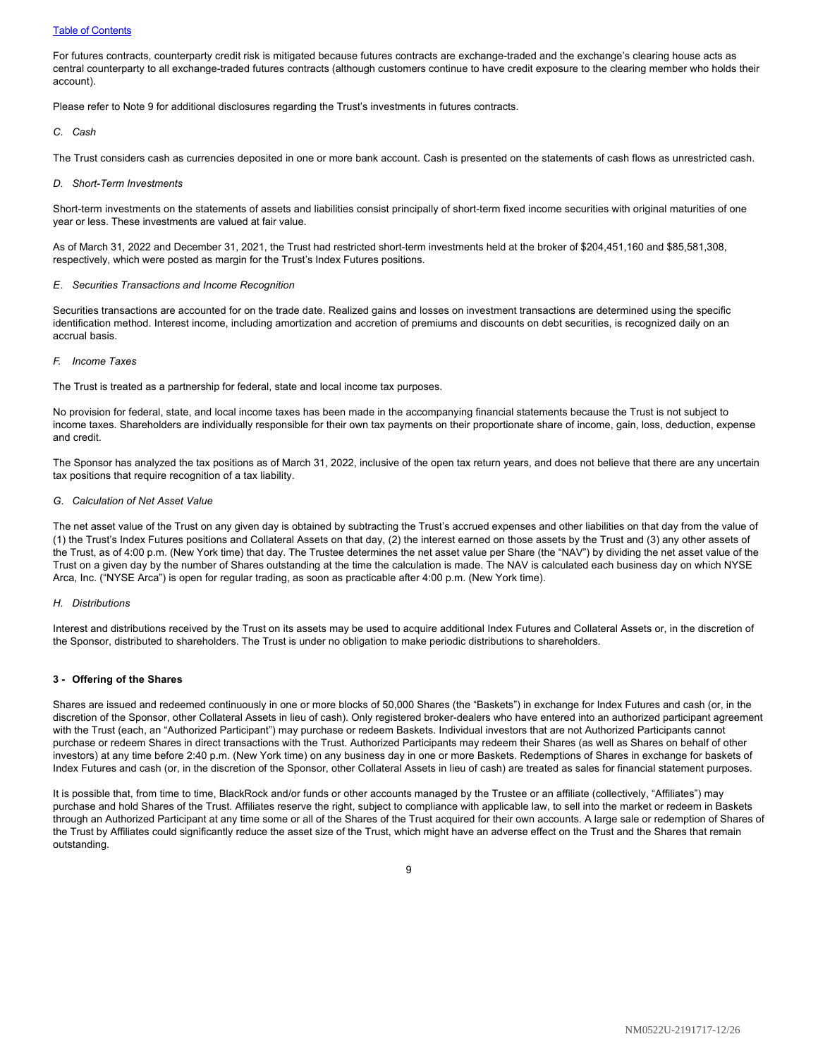For futures contracts, counterparty credit risk is mitigated because futures contracts are exchange-traded and the exchange's clearing house acts as central counterparty to all exchange-traded futures contracts (although customers continue to have credit exposure to the clearing member who holds their account).

Please refer to Note 9 for additional disclosures regarding the Trust's investments in futures contracts.

*C. Cash*

The Trust considers cash as currencies deposited in one or more bank account. Cash is presented on the statements of cash flows as unrestricted cash.

*D. Short-Term Investments*

Short-term investments on the statements of assets and liabilities consist principally of short-term fixed income securities with original maturities of one year or less. These investments are valued at fair value.

As of March 31, 2022 and December 31, 2021, the Trust had restricted short-term investments held at the broker of $204,451,160 and $85,581,308, respectively, which were posted as margin for the Trust's Index Futures positions.

*E. Securities Transactions and Income Recognition*

Securities transactions are accounted for on the trade date. Realized gains and losses on investment transactions are determined using the specific identification method. Interest income, including amortization and accretion of premiums and discounts on debt securities, is recognized daily on an accrual basis.

*F. Income Taxes*

The Trust is treated as a partnership for federal, state and local income tax purposes.

No provision for federal, state, and local income taxes has been made in the accompanying financial statements because the Trust is not subject to income taxes. Shareholders are individually responsible for their own tax payments on their proportionate share of income, gain, loss, deduction, expense and credit.

The Sponsor has analyzed the tax positions as of March 31, 2022, inclusive of the open tax return years, and does not believe that there are any uncertain tax positions that require recognition of a tax liability.

*G. Calculation of Net Asset Value*

The net asset value of the Trust on any given day is obtained by subtracting the Trust's accrued expenses and other liabilities on that day from the value of (1) the Trust's Index Futures positions and Collateral Assets on that day, (2) the interest earned on those assets by the Trust and (3) any other assets of the Trust, as of 4:00 p.m. (New York time) that day. The Trustee determines the net asset value per Share (the "NAV") by dividing the net asset value of the Trust on a given day by the number of Shares outstanding at the time the calculation is made. The NAV is calculated each business day on which NYSE Arca, Inc. ("NYSE Arca") is open for regular trading, as soon as practicable after 4:00 p.m. (New York time).

*H. Distributions*

Interest and distributions received by the Trust on its assets may be used to acquire additional Index Futures and Collateral Assets or, in the discretion of the Sponsor, distributed to shareholders. The Trust is under no obligation to make periodic distributions to shareholders.

## 3 - Offering of the Shares

Shares are issued and redeemed continuously in one or more blocks of 50,000 Shares (the "Baskets") in exchange for Index Futures and cash (or, in the discretion of the Sponsor, other Collateral Assets in lieu of cash). Only registered broker-dealers who have entered into an authorized participant agreement with the Trust (each, an "Authorized Participant") may purchase or redeem Baskets. Individual investors that are not Authorized Participants cannot purchase or redeem Shares in direct transactions with the Trust. Authorized Participants may redeem their Shares (as well as Shares on behalf of other investors) at any time before 2:40 p.m. (New York time) on any business day in one or more Baskets. Redemptions of Shares in exchange for baskets of Index Futures and cash (or, in the discretion of the Sponsor, other Collateral Assets in lieu of cash) are treated as sales for financial statement purposes.

It is possible that, from time to time, BlackRock and/or funds or other accounts managed by the Trustee or an affiliate (collectively, "Affiliates") may purchase and hold Shares of the Trust. Affiliates reserve the right, subject to compliance with applicable law, to sell into the market or redeem in Baskets through an Authorized Participant at any time some or all of the Shares of the Trust acquired for their own accounts. A large sale or redemption of Shares of the Trust by Affiliates could significantly reduce the asset size of the Trust, which might have an adverse effect on the Trust and the Shares that remain outstanding.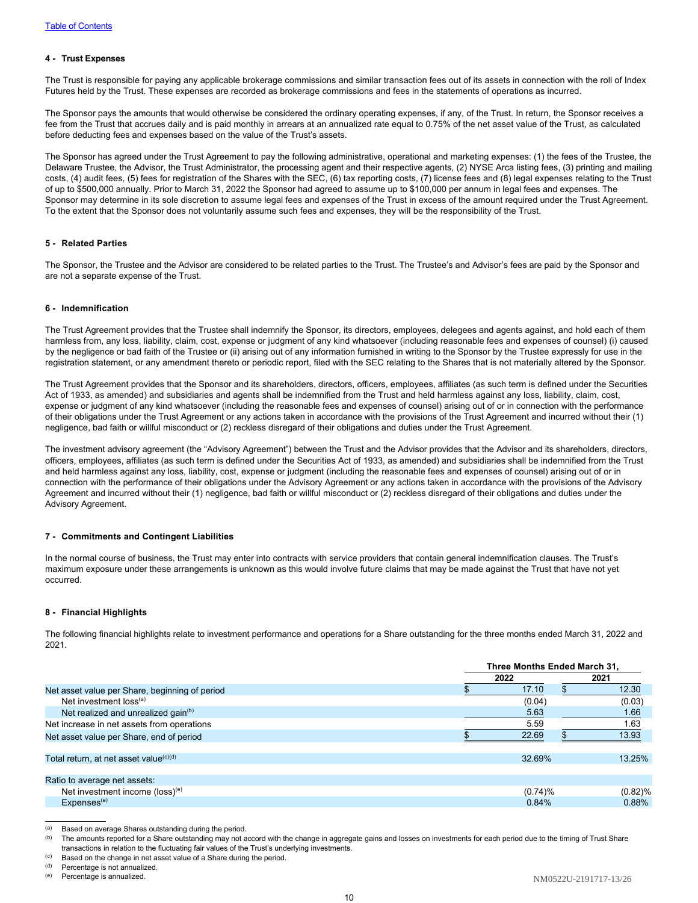#### 4 - Trust Expenses

The Trust is responsible for paying any applicable brokerage commissions and similar transaction fees out of its assets in connection with the roll of Index Futures held by the Trust. These expenses are recorded as brokerage commissions and fees in the statements of operations as incurred.

The Sponsor pays the amounts that would otherwise be considered the ordinary operating expenses, if any, of the Trust. In return, the Sponsor receives a fee from the Trust that accrues daily and is paid monthly in arrears at an annualized rate equal to 0.75% of the net asset value of the Trust, as calculated before deducting fees and expenses based on the value of the Trust's assets.

The Sponsor has agreed under the Trust Agreement to pay the following administrative, operational and marketing expenses: (1) the fees of the Trustee, the Delaware Trustee, the Advisor, the Trust Administrator, the processing agent and their respective agents, (2) NYSE Arca listing fees, (3) printing and mailing costs, (4) audit fees, (5) fees for registration of the Shares with the SEC, (6) tax reporting costs, (7) license fees and (8) legal expenses relating to the Trust of up to $500,000 annually. Prior to March 31, 2022 the Sponsor had agreed to assume up to $100,000 per annum in legal fees and expenses. The Sponsor may determine in its sole discretion to assume legal fees and expenses of the Trust in excess of the amount required under the Trust Agreement. To the extent that the Sponsor does not voluntarily assume such fees and expenses, they will be the responsibility of the Trust.

#### 5 - Related Parties

The Sponsor, the Trustee and the Advisor are considered to be related parties to the Trust. The Trustee's and Advisor's fees are paid by the Sponsor and are not a separate expense of the Trust.

#### 6 - Indemnification

The Trust Agreement provides that the Trustee shall indemnify the Sponsor, its directors, employees, delegees and agents against, and hold each of them harmless from, any loss, liability, claim, cost, expense or judgment of any kind whatsoever (including reasonable fees and expenses of counsel) (i) caused by the negligence or bad faith of the Trustee or (ii) arising out of any information furnished in writing to the Sponsor by the Trustee expressly for use in the registration statement, or any amendment thereto or periodic report, filed with the SEC relating to the Shares that is not materially altered by the Sponsor.

The Trust Agreement provides that the Sponsor and its shareholders, directors, officers, employees, affiliates (as such term is defined under the Securities Act of 1933, as amended) and subsidiaries and agents shall be indemnified from the Trust and held harmless against any loss, liability, claim, cost, expense or judgment of any kind whatsoever (including the reasonable fees and expenses of counsel) arising out of or in connection with the performance of their obligations under the Trust Agreement or any actions taken in accordance with the provisions of the Trust Agreement and incurred without their (1) negligence, bad faith or willful misconduct or (2) reckless disregard of their obligations and duties under the Trust Agreement.

The investment advisory agreement (the "Advisory Agreement") between the Trust and the Advisor provides that the Advisor and its shareholders, directors, officers, employees, affiliates (as such term is defined under the Securities Act of 1933, as amended) and subsidiaries shall be indemnified from the Trust and held harmless against any loss, liability, cost, expense or judgment (including the reasonable fees and expenses of counsel) arising out of or in connection with the performance of their obligations under the Advisory Agreement or any actions taken in accordance with the provisions of the Advisory Agreement and incurred without their (1) negligence, bad faith or willful misconduct or (2) reckless disregard of their obligations and duties under the Advisory Agreement.

#### 7 - Commitments and Contingent Liabilities

In the normal course of business, the Trust may enter into contracts with service providers that contain general indemnification clauses. The Trust's maximum exposure under these arrangements is unknown as this would involve future claims that may be made against the Trust that have not yet occurred.

#### 8 - Financial Highlights

The following financial highlights relate to investment performance and operations for a Share outstanding for the three months ended March 31, 2022 and 2021.

| | Three Months Ended March 31, | |
|---|---|---|
| | 2022 | 2021 |
| Net asset value per Share, beginning of period | $ 17.10 | $ 12.30 |
| Net investment loss[(a)] | (0.04) | (0.03) |
| Net realized and unrealized gain[(b)] | 5.63 | 1.66 |
| Net increase in net assets from operations | 5.59 | 1.63 |
| Net asset value per Share, end of period | $ 22.69 | $ 13.93 |
| Total return, at net asset value[(c)(d)] | 32.69% | 13.25% |
| Ratio to average net assets: | | |
| Net investment income (loss)[(e)] | (0.74)% | (0.82)% |
| Expenses[(e)] | 0.84% | 0.88% |

(a) Based on average Shares outstanding during the period.

(b) The amounts reported for a Share outstanding may not accord with the change in aggregate gains and losses on investments for each period due to the timing of Trust Share transactions in relation to the fluctuating fair values of the Trust's underlying investments.

(c) Based on the change in net asset value of a Share during the period.

(d) Percentage is not annualized.

(e) Percentage is annualized.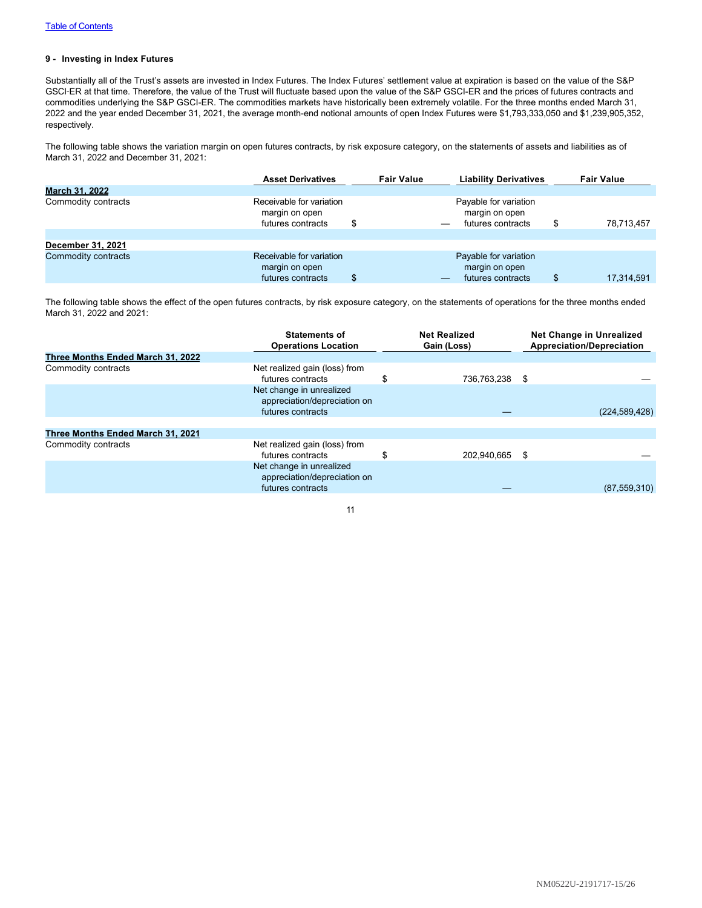### 9 - Investing in Index Futures

Substantially all of the Trust's assets are invested in Index Futures. The Index Futures' settlement value at expiration is based on the value of the S&P GSCI-ER at that time. Therefore, the value of the Trust will fluctuate based upon the value of the S&P GSCI-ER and the prices of futures contracts and commodities underlying the S&P GSCI-ER. The commodities markets have historically been extremely volatile. For the three months ended March 31, 2022 and the year ended December 31, 2021, the average month-end notional amounts of open Index Futures were $1,793,333,050 and $1,239,905,352, respectively.

The following table shows the variation margin on open futures contracts, by risk exposure category, on the statements of assets and liabilities as of March 31, 2022 and December 31, 2021:

| | Asset Derivatives | Fair Value | Liability Derivatives | Fair Value |
|---|---|---|---|---|
| **March 31, 2022** | | | | |
| Commodity contracts | Receivable for variation margin on open futures contracts | $ — | Payable for variation margin on open futures contracts | $ 78,713,457 |
| **December 31, 2021** | | | | |
| Commodity contracts | Receivable for variation margin on open futures contracts | $ — | Payable for variation margin on open futures contracts | $ 17,314,591 |

The following table shows the effect of the open futures contracts, by risk exposure category, on the statements of operations for the three months ended March 31, 2022 and 2021:

| | Statements of Operations Location | Net Realized Gain (Loss) | Net Change in Unrealized Appreciation/Depreciation |
|---|---|---|---|
| **Three Months Ended March 31, 2022** | | | |
| Commodity contracts | Net realized gain (loss) from futures contracts | $ 736,763,238 | $ — |
| | Net change in unrealized appreciation/depreciation on futures contracts | — | (224,589,428) |
| **Three Months Ended March 31, 2021** | | | |
| Commodity contracts | Net realized gain (loss) from futures contracts | $ 202,940,665 | $ — |
| | Net change in unrealized appreciation/depreciation on futures contracts | — | (87,559,310) |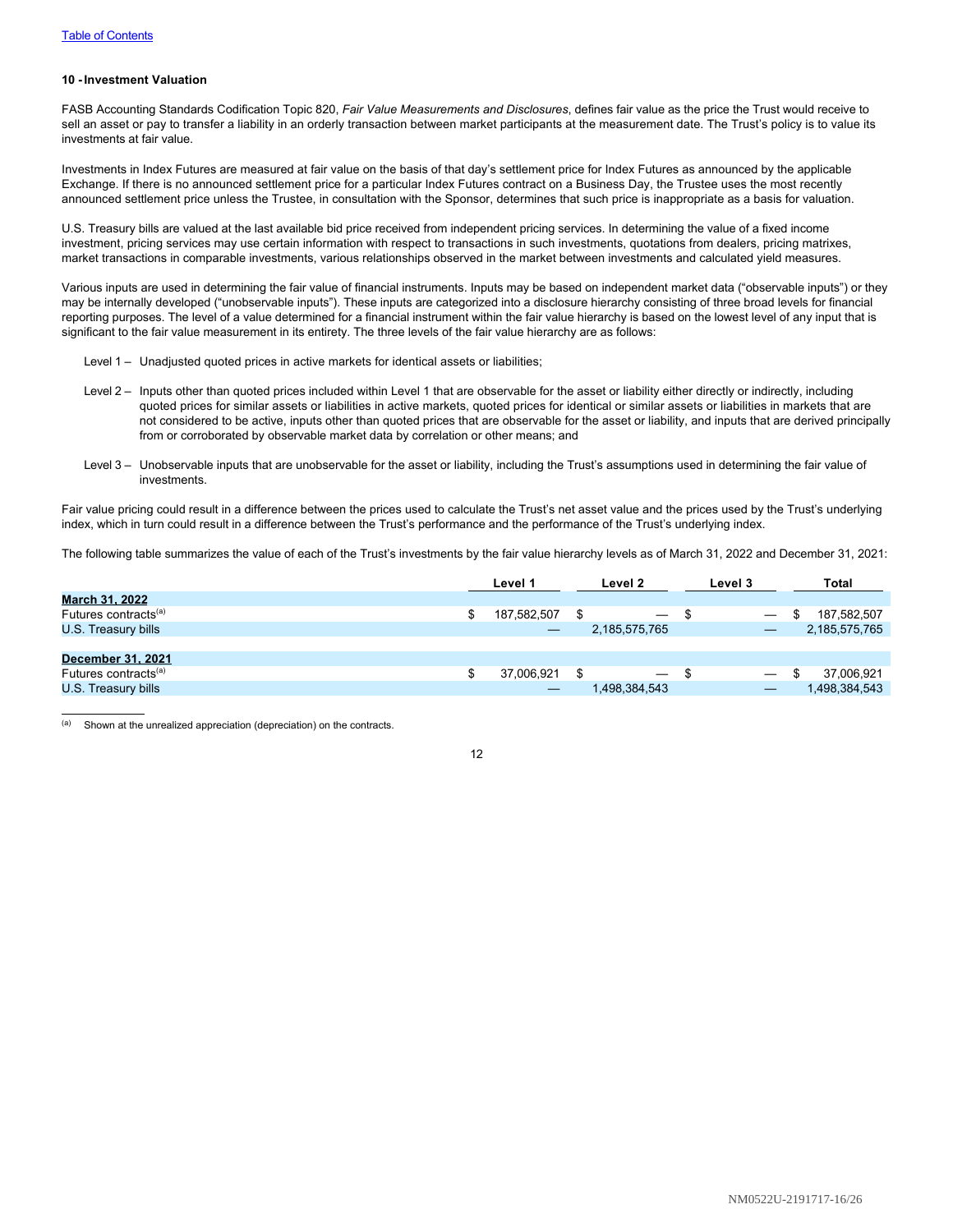### 10 - Investment Valuation

FASB Accounting Standards Codification Topic 820, *Fair Value Measurements and Disclosures*, defines fair value as the price the Trust would receive to sell an asset or pay to transfer a liability in an orderly transaction between market participants at the measurement date. The Trust's policy is to value its investments at fair value.

Investments in Index Futures are measured at fair value on the basis of that day's settlement price for Index Futures as announced by the applicable Exchange. If there is no announced settlement price for a particular Index Futures contract on a Business Day, the Trustee uses the most recently announced settlement price unless the Trustee, in consultation with the Sponsor, determines that such price is inappropriate as a basis for valuation.

U.S. Treasury bills are valued at the last available bid price received from independent pricing services. In determining the value of a fixed income investment, pricing services may use certain information with respect to transactions in such investments, quotations from dealers, pricing matrixes, market transactions in comparable investments, various relationships observed in the market between investments and calculated yield measures.

Various inputs are used in determining the fair value of financial instruments. Inputs may be based on independent market data ("observable inputs") or they may be internally developed ("unobservable inputs"). These inputs are categorized into a disclosure hierarchy consisting of three broad levels for financial reporting purposes. The level of a value determined for a financial instrument within the fair value hierarchy is based on the lowest level of any input that is significant to the fair value measurement in its entirety. The three levels of the fair value hierarchy are as follows:

Level 1 – Unadjusted quoted prices in active markets for identical assets or liabilities;

Level 2 – Inputs other than quoted prices included within Level 1 that are observable for the asset or liability either directly or indirectly, including quoted prices for similar assets or liabilities in active markets, quoted prices for identical or similar assets or liabilities in markets that are not considered to be active, inputs other than quoted prices that are observable for the asset or liability, and inputs that are derived principally from or corroborated by observable market data by correlation or other means; and

Level 3 – Unobservable inputs that are unobservable for the asset or liability, including the Trust's assumptions used in determining the fair value of investments.

Fair value pricing could result in a difference between the prices used to calculate the Trust's net asset value and the prices used by the Trust's underlying index, which in turn could result in a difference between the Trust's performance and the performance of the Trust's underlying index.

The following table summarizes the value of each of the Trust's investments by the fair value hierarchy levels as of March 31, 2022 and December 31, 2021:

| | Level 1 | Level 2 | Level 3 | Total |
|---|---|---|---|---|
| **March 31, 2022** | | | | |
| Futures contracts[(a)] | $ 187,582,507 | $ — | $ — | $ 187,582,507 |
| U.S. Treasury bills | — | 2,185,575,765 | — | 2,185,575,765 |
| | | | | |
| **December 31, 2021** | | | | |
| Futures contracts[(a)] | $ 37,006,921 | $ — | $ — | $ 37,006,921 |
| U.S. Treasury bills | — | 1,498,384,543 | — | 1,498,384,543 |

(a) Shown at the unrealized appreciation (depreciation) on the contracts.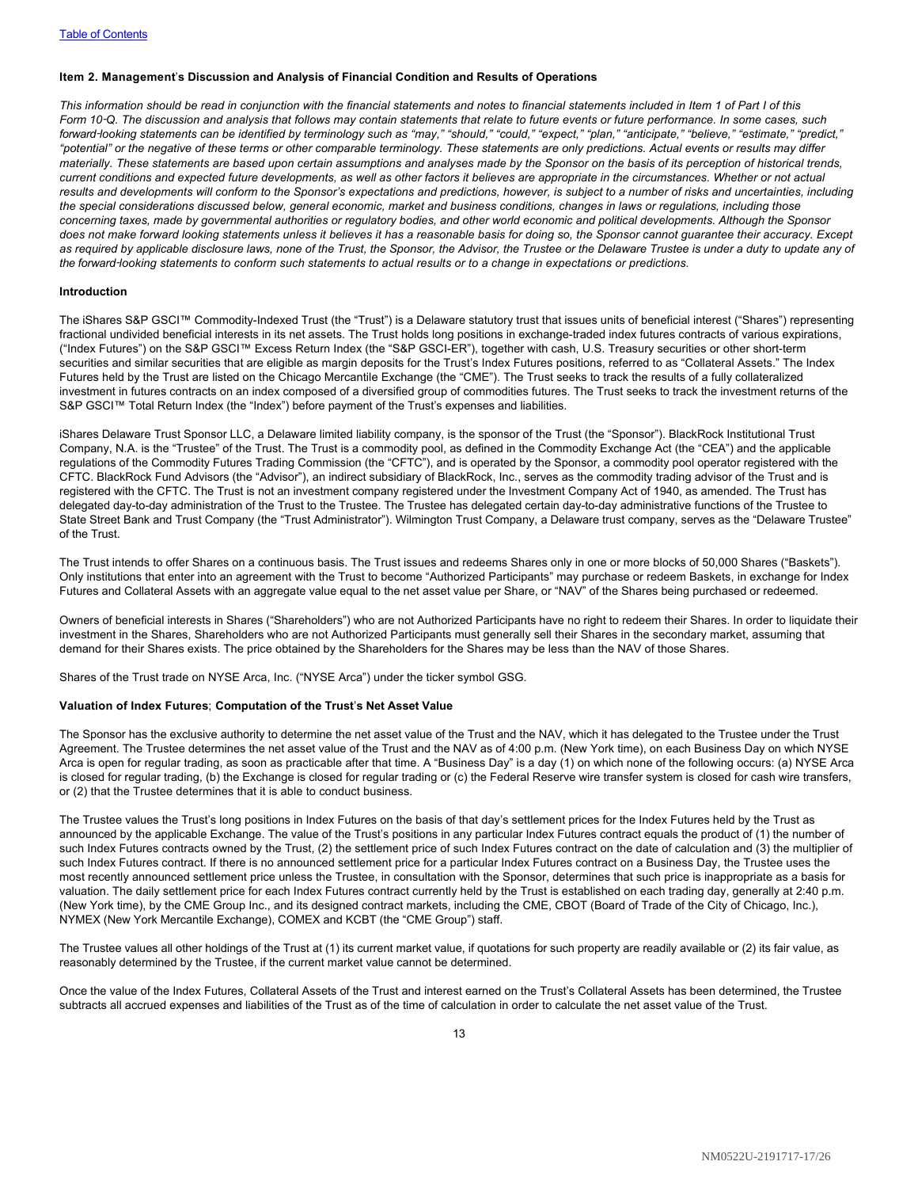### Item 2. Management's Discussion and Analysis of Financial Condition and Results of Operations

*This information should be read in conjunction with the financial statements and notes to financial statements included in Item 1 of Part I of this Form 10-Q. The discussion and analysis that follows may contain statements that relate to future events or future performance. In some cases, such forward-looking statements can be identified by terminology such as "may," "should," "could," "expect," "plan," "anticipate," "believe," "estimate," "predict," "potential" or the negative of these terms or other comparable terminology. These statements are only predictions. Actual events or results may differ materially. These statements are based upon certain assumptions and analyses made by the Sponsor on the basis of its perception of historical trends, current conditions and expected future developments, as well as other factors it believes are appropriate in the circumstances. Whether or not actual results and developments will conform to the Sponsor's expectations and predictions, however, is subject to a number of risks and uncertainties, including the special considerations discussed below, general economic, market and business conditions, changes in laws or regulations, including those concerning taxes, made by governmental authorities or regulatory bodies, and other world economic and political developments. Although the Sponsor does not make forward looking statements unless it believes it has a reasonable basis for doing so, the Sponsor cannot guarantee their accuracy. Except as required by applicable disclosure laws, none of the Trust, the Sponsor, the Advisor, the Trustee or the Delaware Trustee is under a duty to update any of the forward-looking statements to conform such statements to actual results or to a change in expectations or predictions.*

#### Introduction

The iShares S&P GSCI™ Commodity-Indexed Trust (the "Trust") is a Delaware statutory trust that issues units of beneficial interest ("Shares") representing fractional undivided beneficial interests in its net assets. The Trust holds long positions in exchange-traded index futures contracts of various expirations, ("Index Futures") on the S&P GSCI™ Excess Return Index (the "S&P GSCI-ER"), together with cash, U.S. Treasury securities or other short-term securities and similar securities that are eligible as margin deposits for the Trust's Index Futures positions, referred to as "Collateral Assets." The Index Futures held by the Trust are listed on the Chicago Mercantile Exchange (the "CME"). The Trust seeks to track the results of a fully collateralized investment in futures contracts on an index composed of a diversified group of commodities futures. The Trust seeks to track the investment returns of the S&P GSCI™ Total Return Index (the "Index") before payment of the Trust's expenses and liabilities.

iShares Delaware Trust Sponsor LLC, a Delaware limited liability company, is the sponsor of the Trust (the "Sponsor"). BlackRock Institutional Trust Company, N.A. is the "Trustee" of the Trust. The Trust is a commodity pool, as defined in the Commodity Exchange Act (the "CEA") and the applicable regulations of the Commodity Futures Trading Commission (the "CFTC"), and is operated by the Sponsor, a commodity pool operator registered with the CFTC. BlackRock Fund Advisors (the "Advisor"), an indirect subsidiary of BlackRock, Inc., serves as the commodity trading advisor of the Trust and is registered with the CFTC. The Trust is not an investment company registered under the Investment Company Act of 1940, as amended. The Trust has delegated day-to-day administration of the Trust to the Trustee. The Trustee has delegated certain day-to-day administrative functions of the Trustee to State Street Bank and Trust Company (the "Trust Administrator"). Wilmington Trust Company, a Delaware trust company, serves as the "Delaware Trustee" of the Trust.

The Trust intends to offer Shares on a continuous basis. The Trust issues and redeems Shares only in one or more blocks of 50,000 Shares ("Baskets"). Only institutions that enter into an agreement with the Trust to become "Authorized Participants" may purchase or redeem Baskets, in exchange for Index Futures and Collateral Assets with an aggregate value equal to the net asset value per Share, or "NAV" of the Shares being purchased or redeemed.

Owners of beneficial interests in Shares ("Shareholders") who are not Authorized Participants have no right to redeem their Shares. In order to liquidate their investment in the Shares, Shareholders who are not Authorized Participants must generally sell their Shares in the secondary market, assuming that demand for their Shares exists. The price obtained by the Shareholders for the Shares may be less than the NAV of those Shares.

Shares of the Trust trade on NYSE Arca, Inc. ("NYSE Arca") under the ticker symbol GSG.

#### Valuation of Index Futures; Computation of the Trust's Net Asset Value

The Sponsor has the exclusive authority to determine the net asset value of the Trust and the NAV, which it has delegated to the Trustee under the Trust Agreement. The Trustee determines the net asset value of the Trust and the NAV as of 4:00 p.m. (New York time), on each Business Day on which NYSE Arca is open for regular trading, as soon as practicable after that time. A "Business Day" is a day (1) on which none of the following occurs: (a) NYSE Arca is closed for regular trading, (b) the Exchange is closed for regular trading or (c) the Federal Reserve wire transfer system is closed for cash wire transfers, or (2) that the Trustee determines that it is able to conduct business.

The Trustee values the Trust's long positions in Index Futures on the basis of that day's settlement prices for the Index Futures held by the Trust as announced by the applicable Exchange. The value of the Trust's positions in any particular Index Futures contract equals the product of (1) the number of such Index Futures contracts owned by the Trust, (2) the settlement price of such Index Futures contract on the date of calculation and (3) the multiplier of such Index Futures contract. If there is no announced settlement price for a particular Index Futures contract on a Business Day, the Trustee uses the most recently announced settlement price unless the Trustee, in consultation with the Sponsor, determines that such price is inappropriate as a basis for valuation. The daily settlement price for each Index Futures contract currently held by the Trust is established on each trading day, generally at 2:40 p.m. (New York time), by the CME Group Inc., and its designed contract markets, including the CME, CBOT (Board of Trade of the City of Chicago, Inc.), NYMEX (New York Mercantile Exchange), COMEX and KCBT (the "CME Group") staff.

The Trustee values all other holdings of the Trust at (1) its current market value, if quotations for such property are readily available or (2) its fair value, as reasonably determined by the Trustee, if the current market value cannot be determined.

Once the value of the Index Futures, Collateral Assets of the Trust and interest earned on the Trust's Collateral Assets has been determined, the Trustee subtracts all accrued expenses and liabilities of the Trust as of the time of calculation in order to calculate the net asset value of the Trust.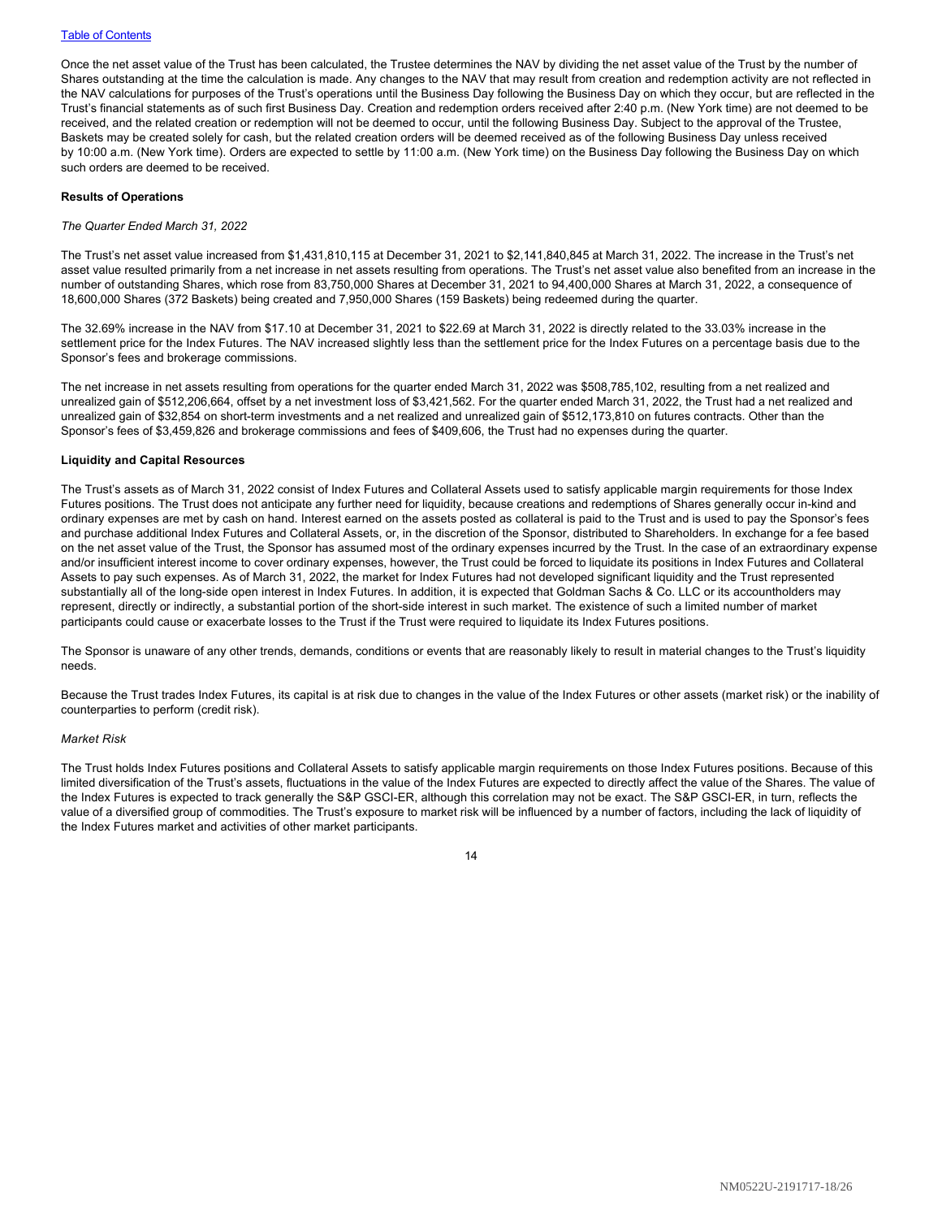Once the net asset value of the Trust has been calculated, the Trustee determines the NAV by dividing the net asset value of the Trust by the number of Shares outstanding at the time the calculation is made. Any changes to the NAV that may result from creation and redemption activity are not reflected in the NAV calculations for purposes of the Trust's operations until the Business Day following the Business Day on which they occur, but are reflected in the Trust's financial statements as of such first Business Day. Creation and redemption orders received after 2:40 p.m. (New York time) are not deemed to be received, and the related creation or redemption will not be deemed to occur, until the following Business Day. Subject to the approval of the Trustee, Baskets may be created solely for cash, but the related creation orders will be deemed received as of the following Business Day unless received by 10:00 a.m. (New York time). Orders are expected to settle by 11:00 a.m. (New York time) on the Business Day following the Business Day on which such orders are deemed to be received.

**Results of Operations**

*The Quarter Ended March 31, 2022*

The Trust's net asset value increased from $1,431,810,115 at December 31, 2021 to $2,141,840,845 at March 31, 2022. The increase in the Trust's net asset value resulted primarily from a net increase in net assets resulting from operations. The Trust's net asset value also benefited from an increase in the number of outstanding Shares, which rose from 83,750,000 Shares at December 31, 2021 to 94,400,000 Shares at March 31, 2022, a consequence of 18,600,000 Shares (372 Baskets) being created and 7,950,000 Shares (159 Baskets) being redeemed during the quarter.

The 32.69% increase in the NAV from $17.10 at December 31, 2021 to $22.69 at March 31, 2022 is directly related to the 33.03% increase in the settlement price for the Index Futures. The NAV increased slightly less than the settlement price for the Index Futures on a percentage basis due to the Sponsor's fees and brokerage commissions.

The net increase in net assets resulting from operations for the quarter ended March 31, 2022 was $508,785,102, resulting from a net realized and unrealized gain of $512,206,664, offset by a net investment loss of $3,421,562. For the quarter ended March 31, 2022, the Trust had a net realized and unrealized gain of $32,854 on short-term investments and a net realized and unrealized gain of $512,173,810 on futures contracts. Other than the Sponsor's fees of $3,459,826 and brokerage commissions and fees of $409,606, the Trust had no expenses during the quarter.

**Liquidity and Capital Resources**

The Trust's assets as of March 31, 2022 consist of Index Futures and Collateral Assets used to satisfy applicable margin requirements for those Index Futures positions. The Trust does not anticipate any further need for liquidity, because creations and redemptions of Shares generally occur in-kind and ordinary expenses are met by cash on hand. Interest earned on the assets posted as collateral is paid to the Trust and is used to pay the Sponsor's fees and purchase additional Index Futures and Collateral Assets, or, in the discretion of the Sponsor, distributed to Shareholders. In exchange for a fee based on the net asset value of the Trust, the Sponsor has assumed most of the ordinary expenses incurred by the Trust. In the case of an extraordinary expense and/or insufficient interest income to cover ordinary expenses, however, the Trust could be forced to liquidate its positions in Index Futures and Collateral Assets to pay such expenses. As of March 31, 2022, the market for Index Futures had not developed significant liquidity and the Trust represented substantially all of the long-side open interest in Index Futures. In addition, it is expected that Goldman Sachs & Co. LLC or its accountholders may represent, directly or indirectly, a substantial portion of the short-side interest in such market. The existence of such a limited number of market participants could cause or exacerbate losses to the Trust if the Trust were required to liquidate its Index Futures positions.

The Sponsor is unaware of any other trends, demands, conditions or events that are reasonably likely to result in material changes to the Trust's liquidity needs.

Because the Trust trades Index Futures, its capital is at risk due to changes in the value of the Index Futures or other assets (market risk) or the inability of counterparties to perform (credit risk).

*Market Risk*

The Trust holds Index Futures positions and Collateral Assets to satisfy applicable margin requirements on those Index Futures positions. Because of this limited diversification of the Trust's assets, fluctuations in the value of the Index Futures are expected to directly affect the value of the Shares. The value of the Index Futures is expected to track generally the S&P GSCI-ER, although this correlation may not be exact. The S&P GSCI-ER, in turn, reflects the value of a diversified group of commodities. The Trust's exposure to market risk will be influenced by a number of factors, including the lack of liquidity of the Index Futures market and activities of other market participants.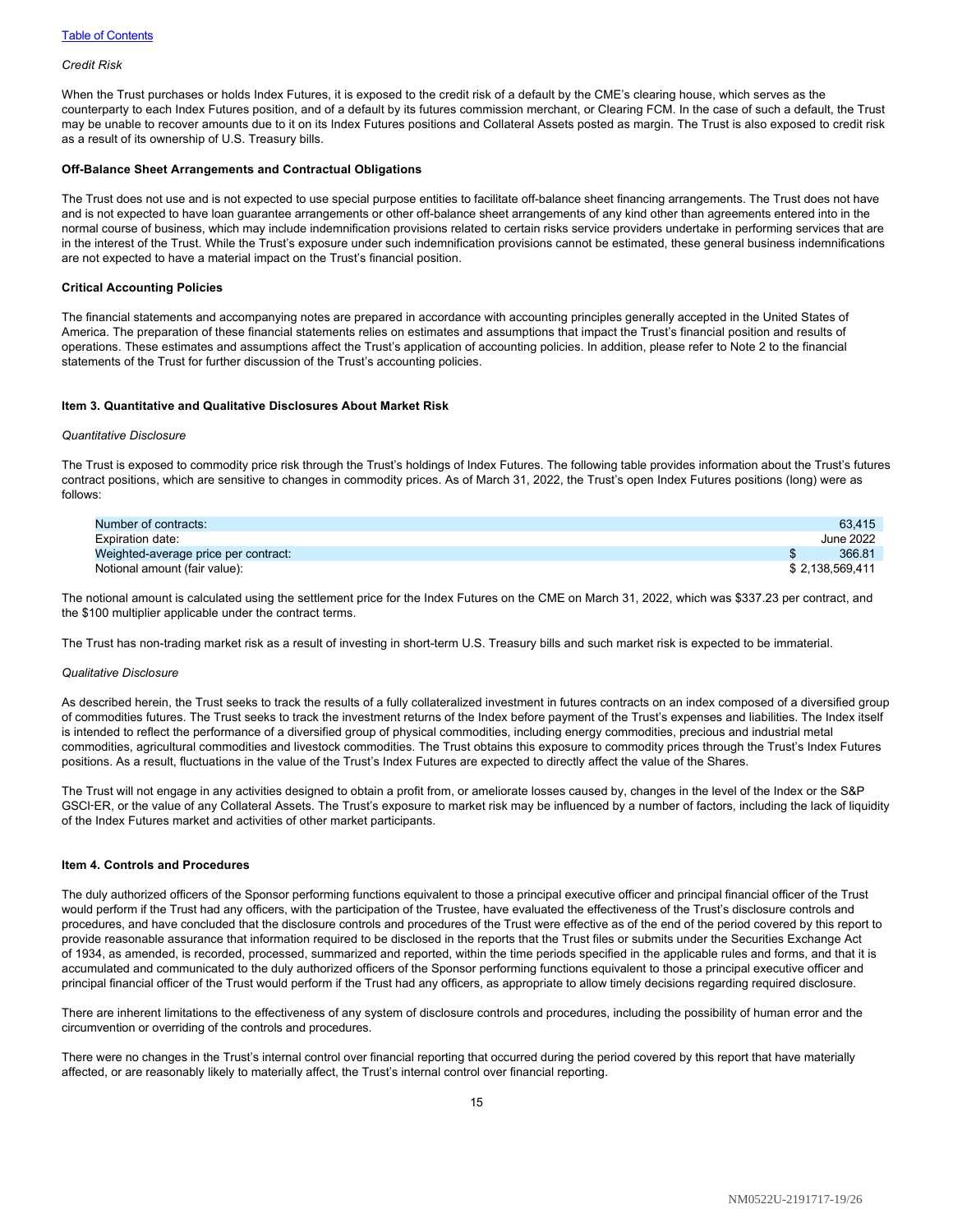*Credit Risk*

When the Trust purchases or holds Index Futures, it is exposed to the credit risk of a default by the CME's clearing house, which serves as the counterparty to each Index Futures position, and of a default by its futures commission merchant, or Clearing FCM. In the case of such a default, the Trust may be unable to recover amounts due to it on its Index Futures positions and Collateral Assets posted as margin. The Trust is also exposed to credit risk as a result of its ownership of U.S. Treasury bills.

**Off-Balance Sheet Arrangements and Contractual Obligations**

The Trust does not use and is not expected to use special purpose entities to facilitate off-balance sheet financing arrangements. The Trust does not have and is not expected to have loan guarantee arrangements or other off-balance sheet arrangements of any kind other than agreements entered into in the normal course of business, which may include indemnification provisions related to certain risks service providers undertake in performing services that are in the interest of the Trust. While the Trust's exposure under such indemnification provisions cannot be estimated, these general business indemnifications are not expected to have a material impact on the Trust's financial position.

**Critical Accounting Policies**

The financial statements and accompanying notes are prepared in accordance with accounting principles generally accepted in the United States of America. The preparation of these financial statements relies on estimates and assumptions that impact the Trust's financial position and results of operations. These estimates and assumptions affect the Trust's application of accounting policies. In addition, please refer to Note 2 to the financial statements of the Trust for further discussion of the Trust's accounting policies.

**Item 3. Quantitative and Qualitative Disclosures About Market Risk**

*Quantitative Disclosure*

The Trust is exposed to commodity price risk through the Trust's holdings of Index Futures. The following table provides information about the Trust's futures contract positions, which are sensitive to changes in commodity prices. As of March 31, 2022, the Trust's open Index Futures positions (long) were as follows:

| | |
|---|---|
| Number of contracts: | 63,415 |
| Expiration date: | June 2022 |
| Weighted-average price per contract: | $ 366.81 |
| Notional amount (fair value): | $ 2,138,569,411 |

The notional amount is calculated using the settlement price for the Index Futures on the CME on March 31, 2022, which was $337.23 per contract, and the $100 multiplier applicable under the contract terms.

The Trust has non-trading market risk as a result of investing in short-term U.S. Treasury bills and such market risk is expected to be immaterial.

*Qualitative Disclosure*

As described herein, the Trust seeks to track the results of a fully collateralized investment in futures contracts on an index composed of a diversified group of commodities futures. The Trust seeks to track the investment returns of the Index before payment of the Trust's expenses and liabilities. The Index itself is intended to reflect the performance of a diversified group of physical commodities, including energy commodities, precious and industrial metal commodities, agricultural commodities and livestock commodities. The Trust obtains this exposure to commodity prices through the Trust's Index Futures positions. As a result, fluctuations in the value of the Trust's Index Futures are expected to directly affect the value of the Shares.

The Trust will not engage in any activities designed to obtain a profit from, or ameliorate losses caused by, changes in the level of the Index or the S&P GSCI-ER, or the value of any Collateral Assets. The Trust's exposure to market risk may be influenced by a number of factors, including the lack of liquidity of the Index Futures market and activities of other market participants.

**Item 4. Controls and Procedures**

The duly authorized officers of the Sponsor performing functions equivalent to those a principal executive officer and principal financial officer of the Trust would perform if the Trust had any officers, with the participation of the Trustee, have evaluated the effectiveness of the Trust's disclosure controls and procedures, and have concluded that the disclosure controls and procedures of the Trust were effective as of the end of the period covered by this report to provide reasonable assurance that information required to be disclosed in the reports that the Trust files or submits under the Securities Exchange Act of 1934, as amended, is recorded, processed, summarized and reported, within the time periods specified in the applicable rules and forms, and that it is accumulated and communicated to the duly authorized officers of the Sponsor performing functions equivalent to those a principal executive officer and principal financial officer of the Trust would perform if the Trust had any officers, as appropriate to allow timely decisions regarding required disclosure.

There are inherent limitations to the effectiveness of any system of disclosure controls and procedures, including the possibility of human error and the circumvention or overriding of the controls and procedures.

There were no changes in the Trust's internal control over financial reporting that occurred during the period covered by this report that have materially affected, or are reasonably likely to materially affect, the Trust's internal control over financial reporting.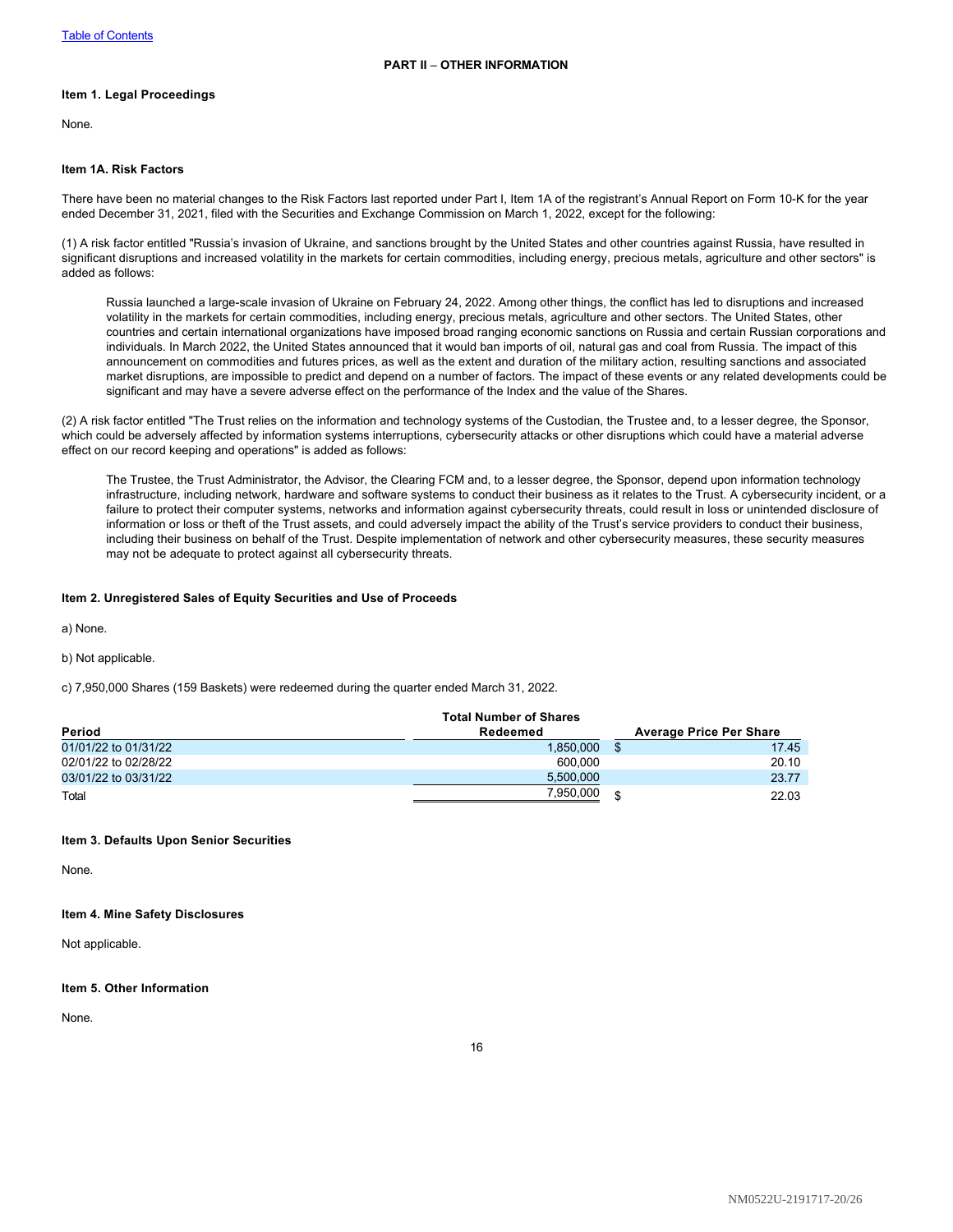[Table of Contents]

## PART II – OTHER INFORMATION

**Item 1. Legal Proceedings**

None.

**Item 1A. Risk Factors**

There have been no material changes to the Risk Factors last reported under Part I, Item 1A of the registrant's Annual Report on Form 10-K for the year ended December 31, 2021, filed with the Securities and Exchange Commission on March 1, 2022, except for the following:

(1) A risk factor entitled "Russia's invasion of Ukraine, and sanctions brought by the United States and other countries against Russia, have resulted in significant disruptions and increased volatility in the markets for certain commodities, including energy, precious metals, agriculture and other sectors" is added as follows:

> Russia launched a large-scale invasion of Ukraine on February 24, 2022. Among other things, the conflict has led to disruptions and increased volatility in the markets for certain commodities, including energy, precious metals, agriculture and other sectors. The United States, other countries and certain international organizations have imposed broad ranging economic sanctions on Russia and certain Russian corporations and individuals. In March 2022, the United States announced that it would ban imports of oil, natural gas and coal from Russia. The impact of this announcement on commodities and futures prices, as well as the extent and duration of the military action, resulting sanctions and associated market disruptions, are impossible to predict and depend on a number of factors. The impact of these events or any related developments could be significant and may have a severe adverse effect on the performance of the Index and the value of the Shares.

(2) A risk factor entitled "The Trust relies on the information and technology systems of the Custodian, the Trustee and, to a lesser degree, the Sponsor, which could be adversely affected by information systems interruptions, cybersecurity attacks or other disruptions which could have a material adverse effect on our record keeping and operations" is added as follows:

> The Trustee, the Trust Administrator, the Advisor, the Clearing FCM and, to a lesser degree, the Sponsor, depend upon information technology infrastructure, including network, hardware and software systems to conduct their business as it relates to the Trust. A cybersecurity incident, or a failure to protect their computer systems, networks and information against cybersecurity threats, could result in loss or unintended disclosure of information or loss or theft of the Trust assets, and could adversely impact the ability of the Trust's service providers to conduct their business, including their business on behalf of the Trust. Despite implementation of network and other cybersecurity measures, these security measures may not be adequate to protect against all cybersecurity threats.

**Item 2. Unregistered Sales of Equity Securities and Use of Proceeds**

a) None.

b) Not applicable.

c) 7,950,000 Shares (159 Baskets) were redeemed during the quarter ended March 31, 2022.

| Period | Total Number of Shares Redeemed | Average Price Per Share |
|---|---|---|
| 01/01/22 to 01/31/22 | 1,850,000 | $ 17.45 |
| 02/01/22 to 02/28/22 | 600,000 | 20.10 |
| 03/01/22 to 03/31/22 | 5,500,000 | 23.77 |
| Total | 7,950,000 | $ 22.03 |

**Item 3. Defaults Upon Senior Securities**

None.

**Item 4. Mine Safety Disclosures**

Not applicable.

**Item 5. Other Information**

None.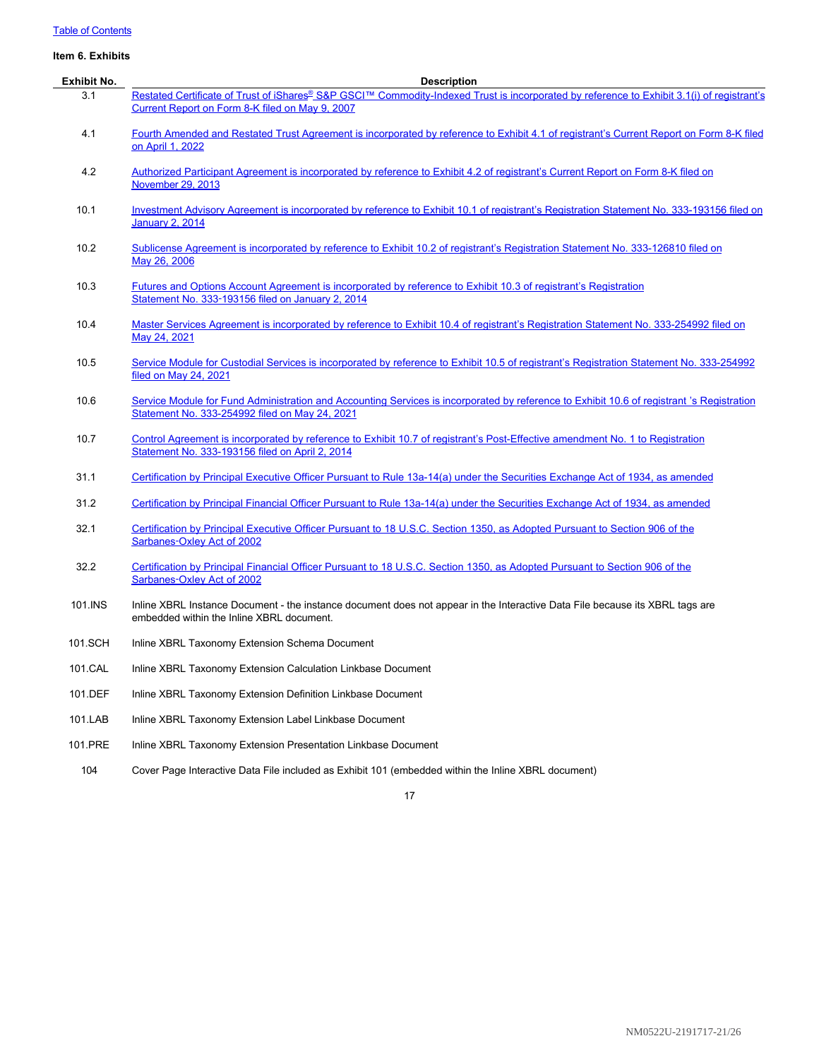[Table of Contents](#)

**Item 6. Exhibits**

| Exhibit No. | Description |
| --- | --- |
| 3.1 | Restated Certificate of Trust of iShares® S&P GSCI™ Commodity-Indexed Trust is incorporated by reference to Exhibit 3.1(i) of registrant's Current Report on Form 8-K filed on May 9, 2007 |
| 4.1 | Fourth Amended and Restated Trust Agreement is incorporated by reference to Exhibit 4.1 of registrant's Current Report on Form 8-K filed on April 1, 2022 |
| 4.2 | Authorized Participant Agreement is incorporated by reference to Exhibit 4.2 of registrant's Current Report on Form 8-K filed on November 29, 2013 |
| 10.1 | Investment Advisory Agreement is incorporated by reference to Exhibit 10.1 of registrant's Registration Statement No. 333-193156 filed on January 2, 2014 |
| 10.2 | Sublicense Agreement is incorporated by reference to Exhibit 10.2 of registrant's Registration Statement No. 333-126810 filed on May 26, 2006 |
| 10.3 | Futures and Options Account Agreement is incorporated by reference to Exhibit 10.3 of registrant's Registration Statement No. 333-193156 filed on January 2, 2014 |
| 10.4 | Master Services Agreement is incorporated by reference to Exhibit 10.4 of registrant's Registration Statement No. 333-254992 filed on May 24, 2021 |
| 10.5 | Service Module for Custodial Services is incorporated by reference to Exhibit 10.5 of registrant's Registration Statement No. 333-254992 filed on May 24, 2021 |
| 10.6 | Service Module for Fund Administration and Accounting Services is incorporated by reference to Exhibit 10.6 of registrant 's Registration Statement No. 333-254992 filed on May 24, 2021 |
| 10.7 | Control Agreement is incorporated by reference to Exhibit 10.7 of registrant's Post-Effective amendment No. 1 to Registration Statement No. 333-193156 filed on April 2, 2014 |
| 31.1 | Certification by Principal Executive Officer Pursuant to Rule 13a-14(a) under the Securities Exchange Act of 1934, as amended |
| 31.2 | Certification by Principal Financial Officer Pursuant to Rule 13a-14(a) under the Securities Exchange Act of 1934, as amended |
| 32.1 | Certification by Principal Executive Officer Pursuant to 18 U.S.C. Section 1350, as Adopted Pursuant to Section 906 of the Sarbanes-Oxley Act of 2002 |
| 32.2 | Certification by Principal Financial Officer Pursuant to 18 U.S.C. Section 1350, as Adopted Pursuant to Section 906 of the Sarbanes-Oxley Act of 2002 |
| 101.INS | Inline XBRL Instance Document - the instance document does not appear in the Interactive Data File because its XBRL tags are embedded within the Inline XBRL document. |
| 101.SCH | Inline XBRL Taxonomy Extension Schema Document |
| 101.CAL | Inline XBRL Taxonomy Extension Calculation Linkbase Document |
| 101.DEF | Inline XBRL Taxonomy Extension Definition Linkbase Document |
| 101.LAB | Inline XBRL Taxonomy Extension Label Linkbase Document |
| 101.PRE | Inline XBRL Taxonomy Extension Presentation Linkbase Document |
| 104 | Cover Page Interactive Data File included as Exhibit 101 (embedded within the Inline XBRL document) |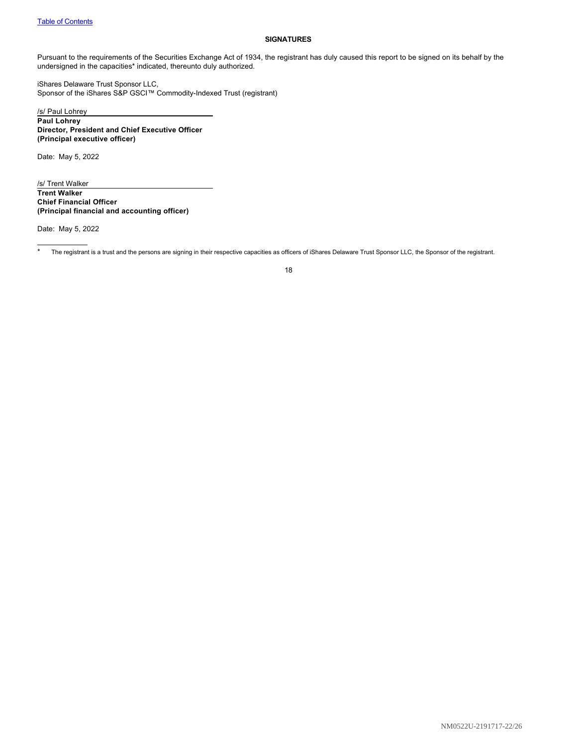[Table of Contents]

## SIGNATURES

Pursuant to the requirements of the Securities Exchange Act of 1934, the registrant has duly caused this report to be signed on its behalf by the undersigned in the capacities* indicated, thereunto duly authorized.

iShares Delaware Trust Sponsor LLC,
Sponsor of the iShares S&P GSCI™ Commodity-Indexed Trust (registrant)

/s/ Paul Lohrey
**Paul Lohrey**
**Director, President and Chief Executive Officer**
**(Principal executive officer)**

Date: May 5, 2022

/s/ Trent Walker
**Trent Walker**
**Chief Financial Officer**
**(Principal financial and accounting officer)**

Date: May 5, 2022

* The registrant is a trust and the persons are signing in their respective capacities as officers of iShares Delaware Trust Sponsor LLC, the Sponsor of the registrant.

NM0522U-2191717-22/26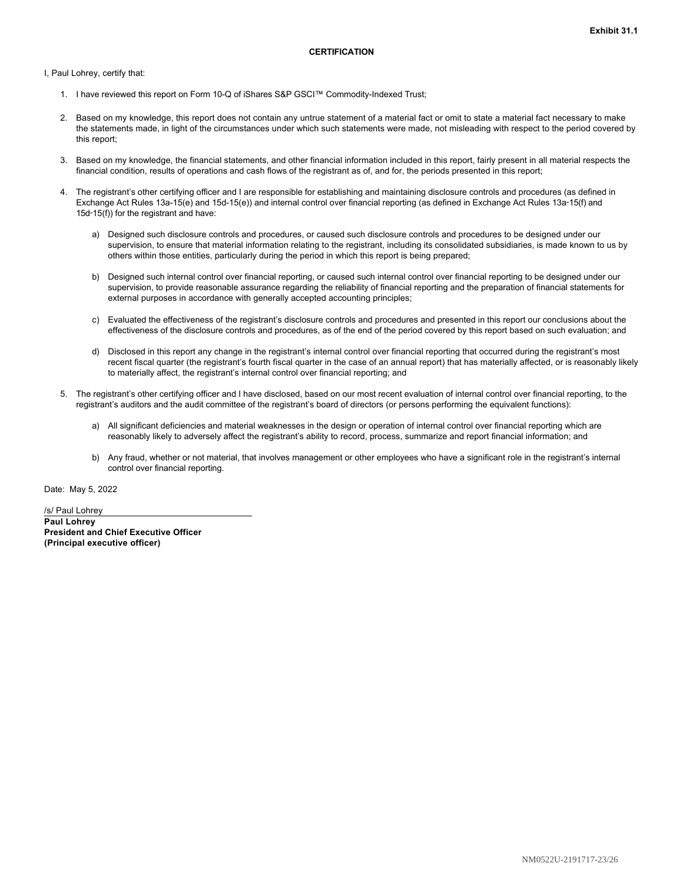Exhibit 31.1

## CERTIFICATION

I, Paul Lohrey, certify that:

1. I have reviewed this report on Form 10-Q of iShares S&P GSCI™ Commodity-Indexed Trust;

2. Based on my knowledge, this report does not contain any untrue statement of a material fact or omit to state a material fact necessary to make the statements made, in light of the circumstances under which such statements were made, not misleading with respect to the period covered by this report;

3. Based on my knowledge, the financial statements, and other financial information included in this report, fairly present in all material respects the financial condition, results of operations and cash flows of the registrant as of, and for, the periods presented in this report;

4. The registrant's other certifying officer and I are responsible for establishing and maintaining disclosure controls and procedures (as defined in Exchange Act Rules 13a-15(e) and 15d-15(e)) and internal control over financial reporting (as defined in Exchange Act Rules 13a-15(f) and 15d-15(f)) for the registrant and have:

   a) Designed such disclosure controls and procedures, or caused such disclosure controls and procedures to be designed under our supervision, to ensure that material information relating to the registrant, including its consolidated subsidiaries, is made known to us by others within those entities, particularly during the period in which this report is being prepared;

   b) Designed such internal control over financial reporting, or caused such internal control over financial reporting to be designed under our supervision, to provide reasonable assurance regarding the reliability of financial reporting and the preparation of financial statements for external purposes in accordance with generally accepted accounting principles;

   c) Evaluated the effectiveness of the registrant's disclosure controls and procedures and presented in this report our conclusions about the effectiveness of the disclosure controls and procedures, as of the end of the period covered by this report based on such evaluation; and

   d) Disclosed in this report any change in the registrant's internal control over financial reporting that occurred during the registrant's most recent fiscal quarter (the registrant's fourth fiscal quarter in the case of an annual report) that has materially affected, or is reasonably likely to materially affect, the registrant's internal control over financial reporting; and

5. The registrant's other certifying officer and I have disclosed, based on our most recent evaluation of internal control over financial reporting, to the registrant's auditors and the audit committee of the registrant's board of directors (or persons performing the equivalent functions):

   a) All significant deficiencies and material weaknesses in the design or operation of internal control over financial reporting which are reasonably likely to adversely affect the registrant's ability to record, process, summarize and report financial information; and

   b) Any fraud, whether or not material, that involves management or other employees who have a significant role in the registrant's internal control over financial reporting.

Date: May 5, 2022

/s/ Paul Lohrey

**Paul Lohrey**
**President and Chief Executive Officer**
**(Principal executive officer)**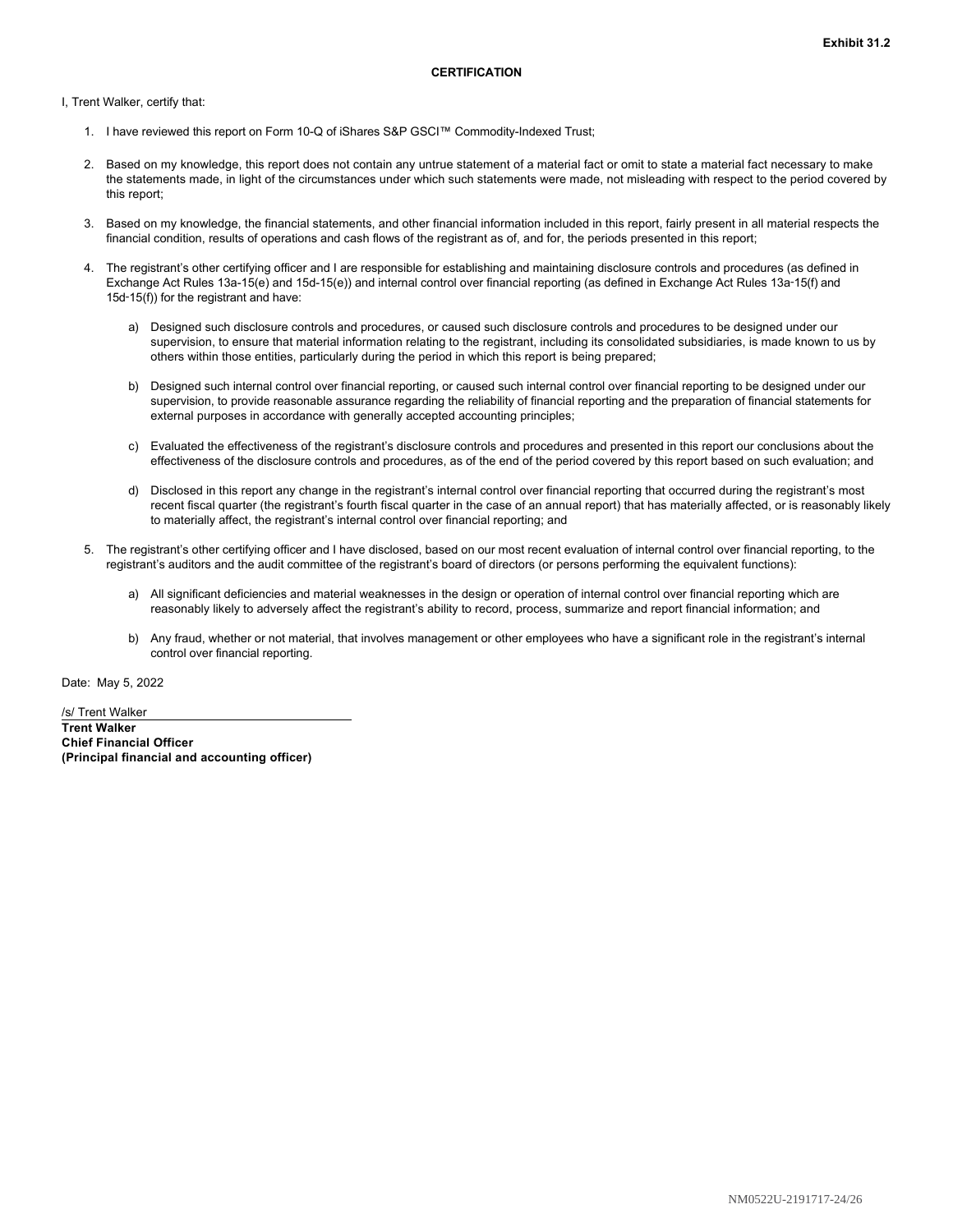**Exhibit 31.2**

**CERTIFICATION**

I, Trent Walker, certify that:

1. I have reviewed this report on Form 10-Q of iShares S&P GSCI™ Commodity-Indexed Trust;

2. Based on my knowledge, this report does not contain any untrue statement of a material fact or omit to state a material fact necessary to make the statements made, in light of the circumstances under which such statements were made, not misleading with respect to the period covered by this report;

3. Based on my knowledge, the financial statements, and other financial information included in this report, fairly present in all material respects the financial condition, results of operations and cash flows of the registrant as of, and for, the periods presented in this report;

4. The registrant's other certifying officer and I are responsible for establishing and maintaining disclosure controls and procedures (as defined in Exchange Act Rules 13a-15(e) and 15d-15(e)) and internal control over financial reporting (as defined in Exchange Act Rules 13a-15(f) and 15d-15(f)) for the registrant and have:

    a) Designed such disclosure controls and procedures, or caused such disclosure controls and procedures to be designed under our supervision, to ensure that material information relating to the registrant, including its consolidated subsidiaries, is made known to us by others within those entities, particularly during the period in which this report is being prepared;

    b) Designed such internal control over financial reporting, or caused such internal control over financial reporting to be designed under our supervision, to provide reasonable assurance regarding the reliability of financial reporting and the preparation of financial statements for external purposes in accordance with generally accepted accounting principles;

    c) Evaluated the effectiveness of the registrant's disclosure controls and procedures and presented in this report our conclusions about the effectiveness of the disclosure controls and procedures, as of the end of the period covered by this report based on such evaluation; and

    d) Disclosed in this report any change in the registrant's internal control over financial reporting that occurred during the registrant's most recent fiscal quarter (the registrant's fourth fiscal quarter in the case of an annual report) that has materially affected, or is reasonably likely to materially affect, the registrant's internal control over financial reporting; and

5. The registrant's other certifying officer and I have disclosed, based on our most recent evaluation of internal control over financial reporting, to the registrant's auditors and the audit committee of the registrant's board of directors (or persons performing the equivalent functions):

    a) All significant deficiencies and material weaknesses in the design or operation of internal control over financial reporting which are reasonably likely to adversely affect the registrant's ability to record, process, summarize and report financial information; and

    b) Any fraud, whether or not material, that involves management or other employees who have a significant role in the registrant's internal control over financial reporting.

Date: May 5, 2022

/s/ Trent Walker

**Trent Walker**
**Chief Financial Officer**
**(Principal financial and accounting officer)**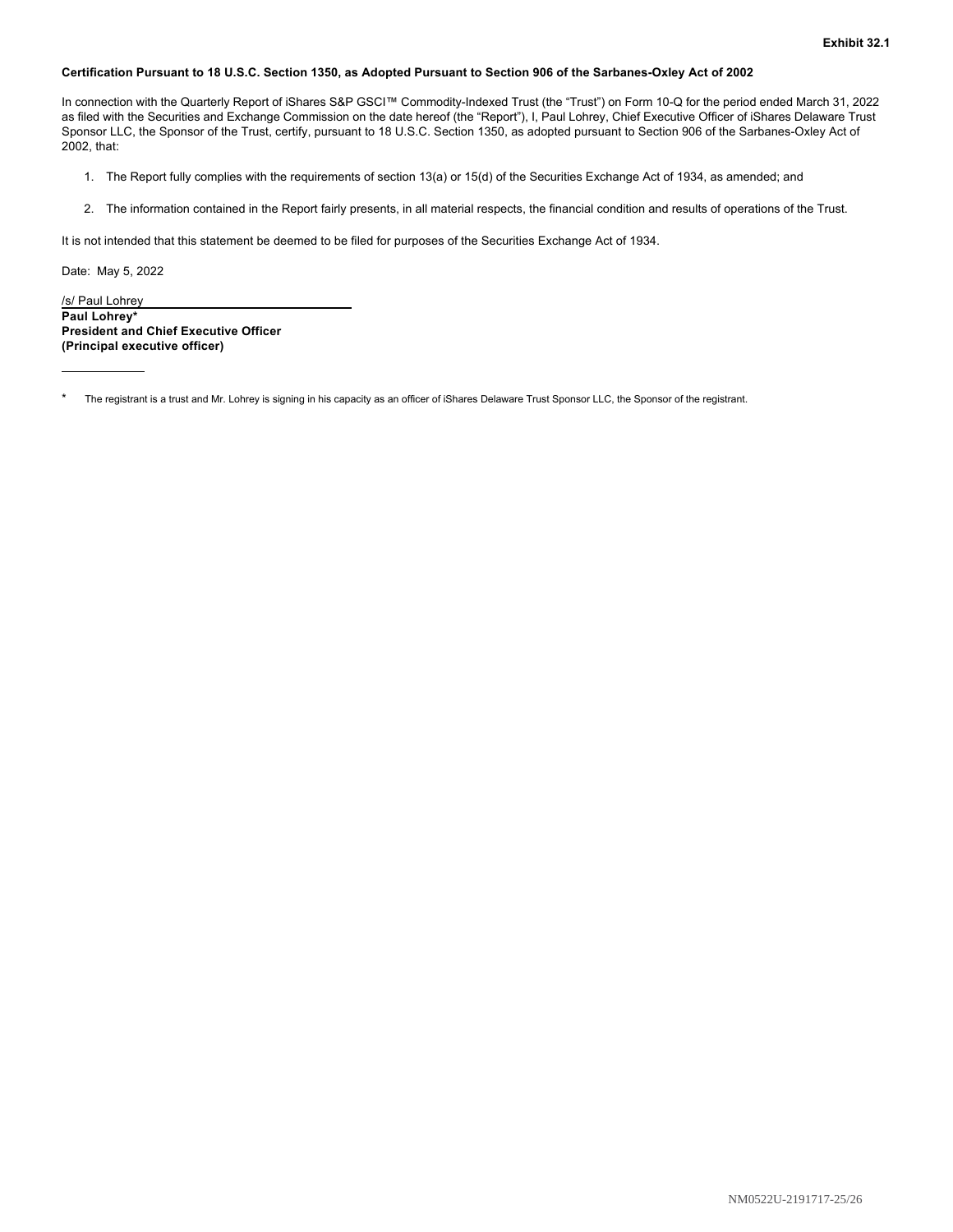**Exhibit 32.1**

**Certification Pursuant to 18 U.S.C. Section 1350, as Adopted Pursuant to Section 906 of the Sarbanes-Oxley Act of 2002**

In connection with the Quarterly Report of iShares S&P GSCI™ Commodity-Indexed Trust (the "Trust") on Form 10-Q for the period ended March 31, 2022 as filed with the Securities and Exchange Commission on the date hereof (the "Report"), I, Paul Lohrey, Chief Executive Officer of iShares Delaware Trust Sponsor LLC, the Sponsor of the Trust, certify, pursuant to 18 U.S.C. Section 1350, as adopted pursuant to Section 906 of the Sarbanes-Oxley Act of 2002, that:

1. The Report fully complies with the requirements of section 13(a) or 15(d) of the Securities Exchange Act of 1934, as amended; and

2. The information contained in the Report fairly presents, in all material respects, the financial condition and results of operations of the Trust.

It is not intended that this statement be deemed to be filed for purposes of the Securities Exchange Act of 1934.

Date: May 5, 2022

/s/ Paul Lohrey
**Paul Lohrey***
**President and Chief Executive Officer**
**(Principal executive officer)**

---

* The registrant is a trust and Mr. Lohrey is signing in his capacity as an officer of iShares Delaware Trust Sponsor LLC, the Sponsor of the registrant.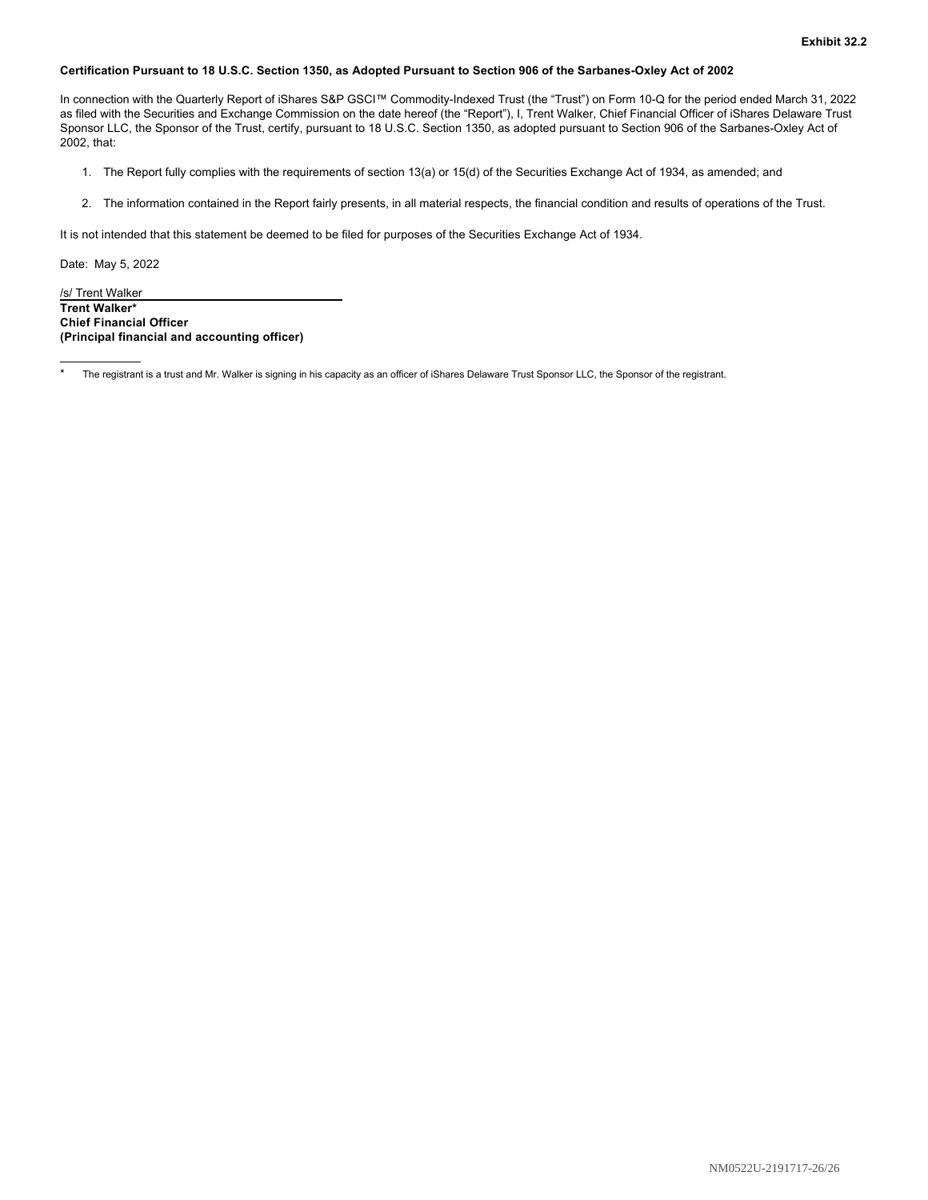**Exhibit 32.2**

**Certification Pursuant to 18 U.S.C. Section 1350, as Adopted Pursuant to Section 906 of the Sarbanes-Oxley Act of 2002**

In connection with the Quarterly Report of iShares S&P GSCI™ Commodity-Indexed Trust (the "Trust") on Form 10-Q for the period ended March 31, 2022 as filed with the Securities and Exchange Commission on the date hereof (the "Report"), I, Trent Walker, Chief Financial Officer of iShares Delaware Trust Sponsor LLC, the Sponsor of the Trust, certify, pursuant to 18 U.S.C. Section 1350, as adopted pursuant to Section 906 of the Sarbanes-Oxley Act of 2002, that:

1. The Report fully complies with the requirements of section 13(a) or 15(d) of the Securities Exchange Act of 1934, as amended; and
2. The information contained in the Report fairly presents, in all material respects, the financial condition and results of operations of the Trust.

It is not intended that this statement be deemed to be filed for purposes of the Securities Exchange Act of 1934.

Date: May 5, 2022

/s/ Trent Walker

**Trent Walker***
**Chief Financial Officer**
**(Principal financial and accounting officer)**

\* The registrant is a trust and Mr. Walker is signing in his capacity as an officer of iShares Delaware Trust Sponsor LLC, the Sponsor of the registrant.